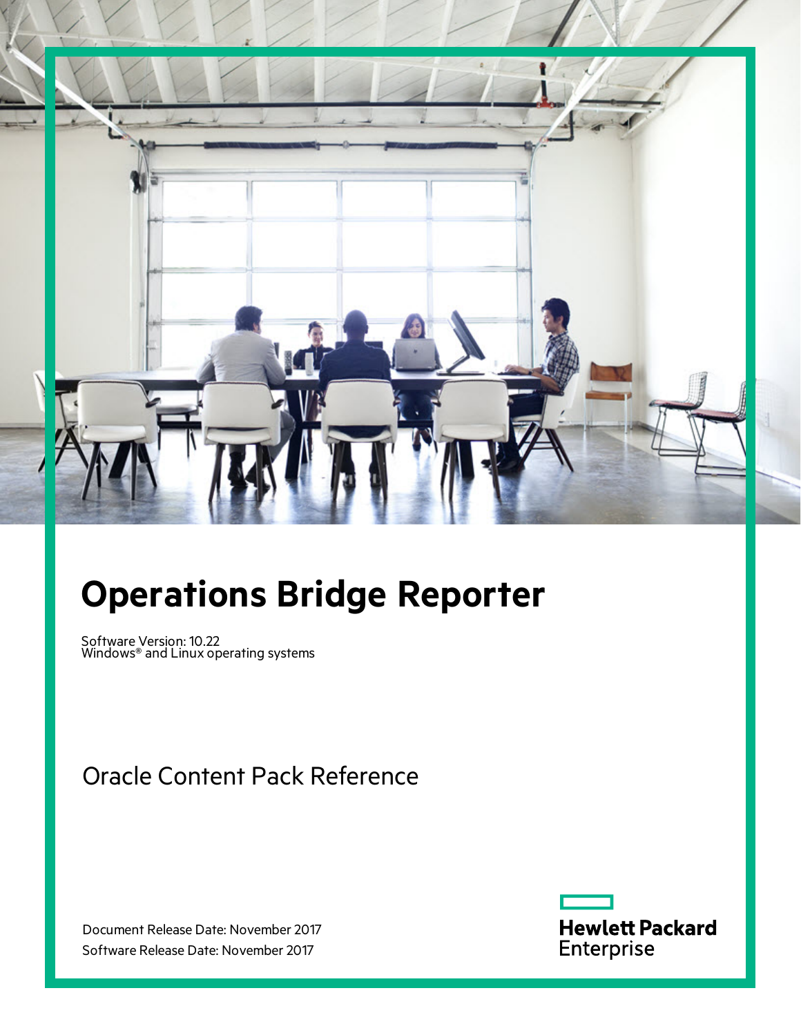# Operations Bridge Reporter

Software Version: 10.22
Windows® and Linux operating systems

## Oracle Content Pack Reference

Document Release Date: November 2017
Software Release Date: November 2017

Hewlett Packard Enterprise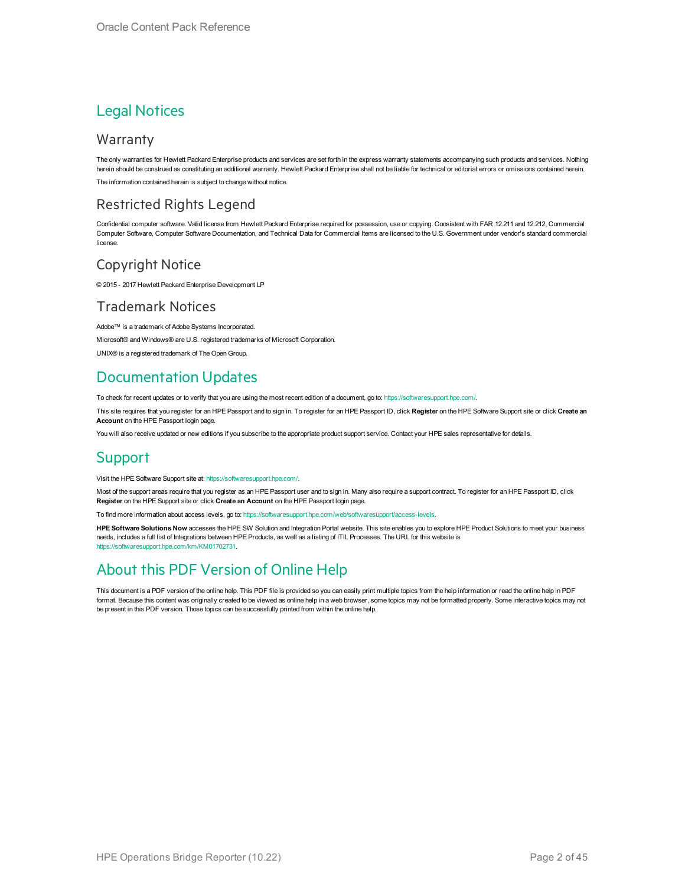# Legal Notices

## Warranty

The only warranties for Hewlett Packard Enterprise products and services are set forth in the express warranty statements accompanying such products and services. Nothing herein should be construed as constituting an additional warranty. Hewlett Packard Enterprise shall not be liable for technical or editorial errors or omissions contained herein.

The information contained herein is subject to change without notice.

## Restricted Rights Legend

Confidential computer software. Valid license from Hewlett Packard Enterprise required for possession, use or copying. Consistent with FAR 12.211 and 12.212, Commercial Computer Software, Computer Software Documentation, and Technical Data for Commercial Items are licensed to the U.S. Government under vendor's standard commercial license.

## Copyright Notice

© 2015 - 2017 Hewlett Packard Enterprise Development LP

## Trademark Notices

Adobe™ is a trademark of Adobe Systems Incorporated.

Microsoft® and Windows® are U.S. registered trademarks of Microsoft Corporation.

UNIX® is a registered trademark of The Open Group.

# Documentation Updates

To check for recent updates or to verify that you are using the most recent edition of a document, go to: https://softwaresupport.hpe.com/.

This site requires that you register for an HPE Passport and to sign in. To register for an HPE Passport ID, click **Register** on the HPE Software Support site or click **Create an Account** on the HPE Passport login page.

You will also receive updated or new editions if you subscribe to the appropriate product support service. Contact your HPE sales representative for details.

# Support

Visit the HPE Software Support site at: https://softwaresupport.hpe.com/.

Most of the support areas require that you register as an HPE Passport user and to sign in. Many also require a support contract. To register for an HPE Passport ID, click **Register** on the HPE Support site or click **Create an Account** on the HPE Passport login page.

To find more information about access levels, go to: https://softwaresupport.hpe.com/web/softwaresupport/access-levels.

**HPE Software Solutions Now** accesses the HPE SW Solution and Integration Portal website. This site enables you to explore HPE Product Solutions to meet your business needs, includes a full list of Integrations between HPE Products, as well as a listing of ITIL Processes. The URL for this website is https://softwaresupport.hpe.com/km/KM01702731.

# About this PDF Version of Online Help

This document is a PDF version of the online help. This PDF file is provided so you can easily print multiple topics from the help information or read the online help in PDF format. Because this content was originally created to be viewed as online help in a web browser, some topics may not be formatted properly. Some interactive topics may not be present in this PDF version. Those topics can be successfully printed from within the online help.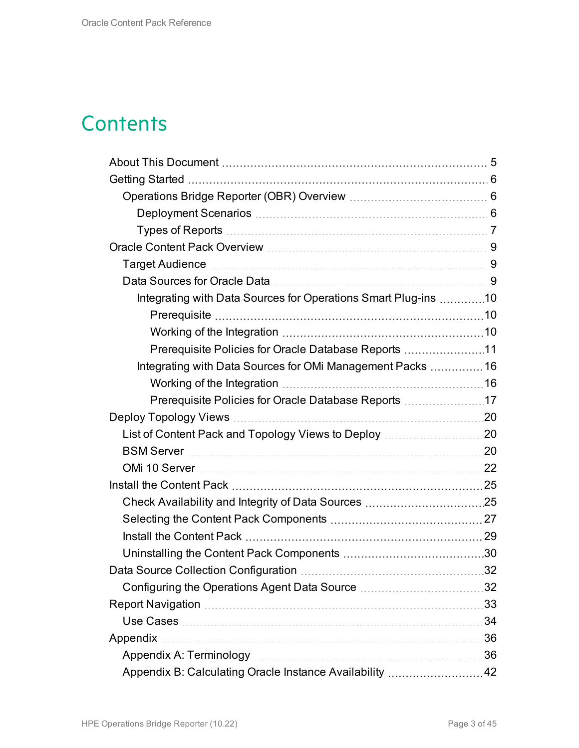# Contents

- About This Document ... 5
- Getting Started ... 6
  - Operations Bridge Reporter (OBR) Overview ... 6
    - Deployment Scenarios ... 6
    - Types of Reports ... 7
- Oracle Content Pack Overview ... 9
  - Target Audience ... 9
  - Data Sources for Oracle Data ... 9
    - Integrating with Data Sources for Operations Smart Plug-ins ... 10
      - Prerequisite ... 10
      - Working of the Integration ... 10
      - Prerequisite Policies for Oracle Database Reports ... 11
    - Integrating with Data Sources for OMi Management Packs ... 16
      - Working of the Integration ... 16
      - Prerequisite Policies for Oracle Database Reports ... 17
- Deploy Topology Views ... 20
  - List of Content Pack and Topology Views to Deploy ... 20
  - BSM Server ... 20
  - OMi 10 Server ... 22
- Install the Content Pack ... 25
  - Check Availability and Integrity of Data Sources ... 25
  - Selecting the Content Pack Components ... 27
  - Install the Content Pack ... 29
  - Uninstalling the Content Pack Components ... 30
- Data Source Collection Configuration ... 32
  - Configuring the Operations Agent Data Source ... 32
- Report Navigation ... 33
  - Use Cases ... 34
- Appendix ... 36
  - Appendix A: Terminology ... 36
  - Appendix B: Calculating Oracle Instance Availability ... 42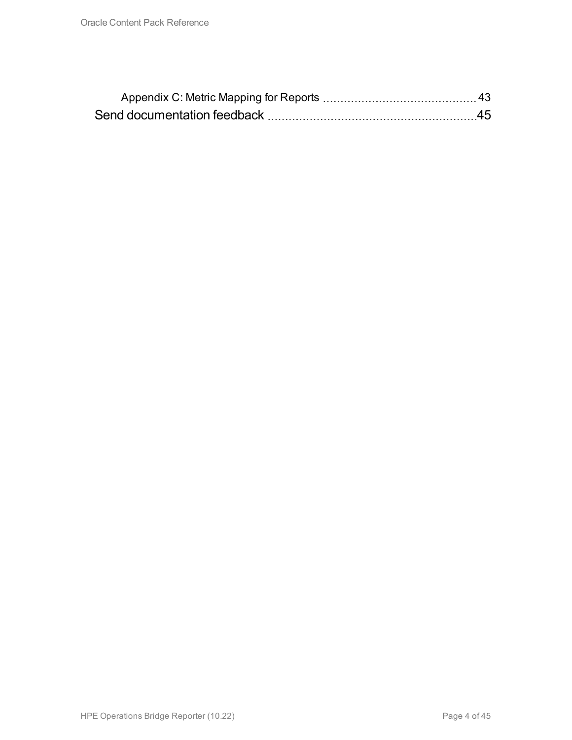Appendix C: Metric Mapping for Reports 43

Send documentation feedback 45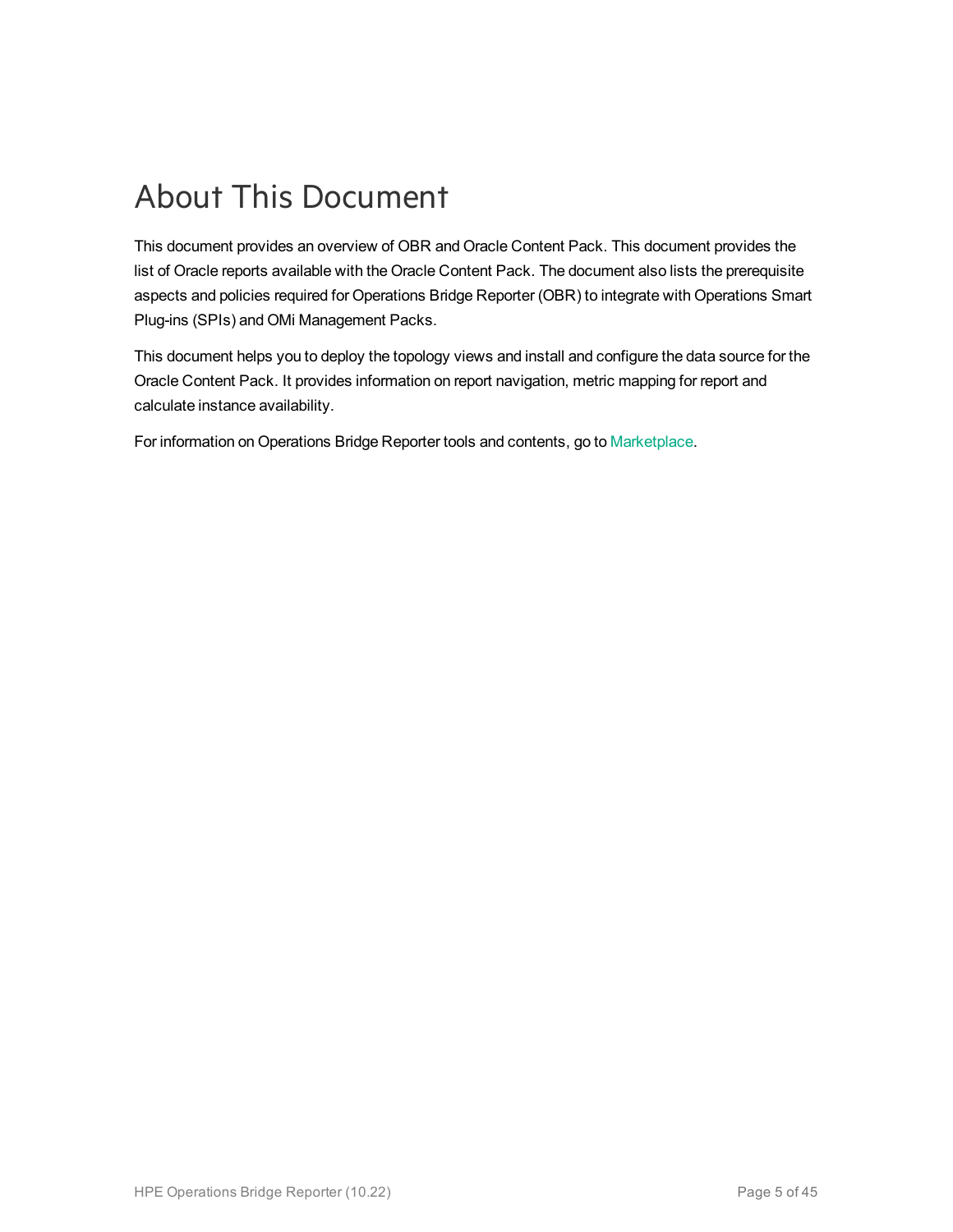# About This Document

This document provides an overview of OBR and Oracle Content Pack. This document provides the list of Oracle reports available with the Oracle Content Pack. The document also lists the prerequisite aspects and policies required for Operations Bridge Reporter (OBR) to integrate with Operations Smart Plug-ins (SPIs) and OMi Management Packs.

This document helps you to deploy the topology views and install and configure the data source for the Oracle Content Pack. It provides information on report navigation, metric mapping for report and calculate instance availability.

For information on Operations Bridge Reporter tools and contents, go to Marketplace.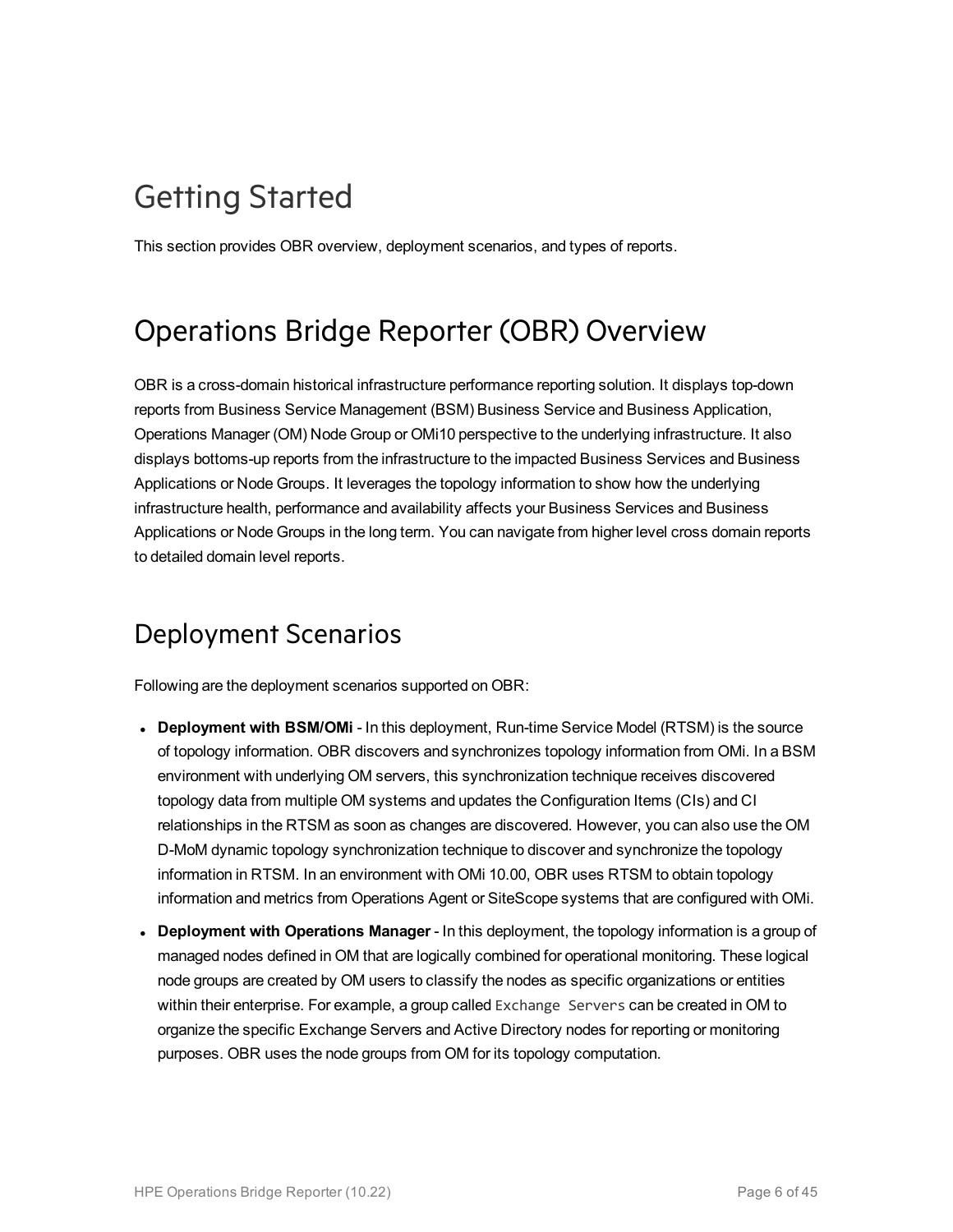# Getting Started

This section provides OBR overview, deployment scenarios, and types of reports.

# Operations Bridge Reporter (OBR) Overview

OBR is a cross-domain historical infrastructure performance reporting solution. It displays top-down reports from Business Service Management (BSM) Business Service and Business Application, Operations Manager (OM) Node Group or OMi10 perspective to the underlying infrastructure. It also displays bottoms-up reports from the infrastructure to the impacted Business Services and Business Applications or Node Groups. It leverages the topology information to show how the underlying infrastructure health, performance and availability affects your Business Services and Business Applications or Node Groups in the long term. You can navigate from higher level cross domain reports to detailed domain level reports.

## Deployment Scenarios

Following are the deployment scenarios supported on OBR:

- **Deployment with BSM/OMi** - In this deployment, Run-time Service Model (RTSM) is the source of topology information. OBR discovers and synchronizes topology information from OMi. In a BSM environment with underlying OM servers, this synchronization technique receives discovered topology data from multiple OM systems and updates the Configuration Items (CIs) and CI relationships in the RTSM as soon as changes are discovered. However, you can also use the OM D-MoM dynamic topology synchronization technique to discover and synchronize the topology information in RTSM. In an environment with OMi 10.00, OBR uses RTSM to obtain topology information and metrics from Operations Agent or SiteScope systems that are configured with OMi.
- **Deployment with Operations Manager** - In this deployment, the topology information is a group of managed nodes defined in OM that are logically combined for operational monitoring. These logical node groups are created by OM users to classify the nodes as specific organizations or entities within their enterprise. For example, a group called `Exchange Servers` can be created in OM to organize the specific Exchange Servers and Active Directory nodes for reporting or monitoring purposes. OBR uses the node groups from OM for its topology computation.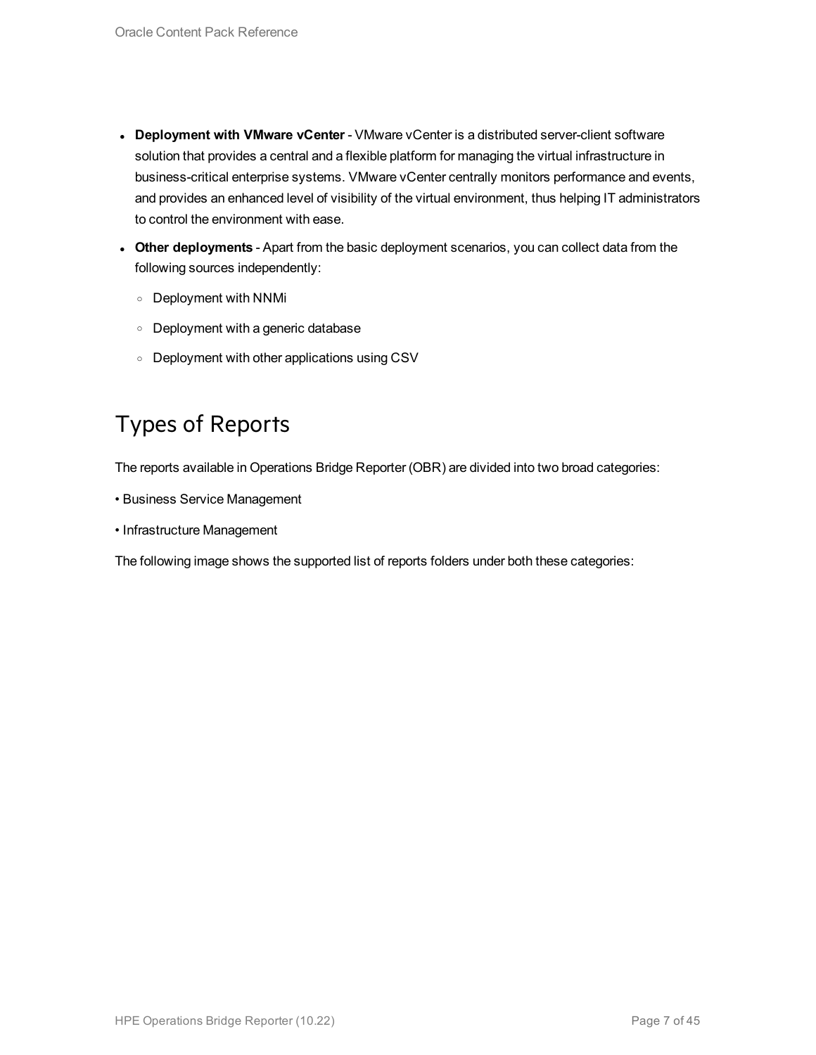- **Deployment with VMware vCenter** - VMware vCenter is a distributed server-client software solution that provides a central and a flexible platform for managing the virtual infrastructure in business-critical enterprise systems. VMware vCenter centrally monitors performance and events, and provides an enhanced level of visibility of the virtual environment, thus helping IT administrators to control the environment with ease.
- **Other deployments** - Apart from the basic deployment scenarios, you can collect data from the following sources independently:
  - Deployment with NNMi
  - Deployment with a generic database
  - Deployment with other applications using CSV

## Types of Reports

The reports available in Operations Bridge Reporter (OBR) are divided into two broad categories:

• Business Service Management

• Infrastructure Management

The following image shows the supported list of reports folders under both these categories: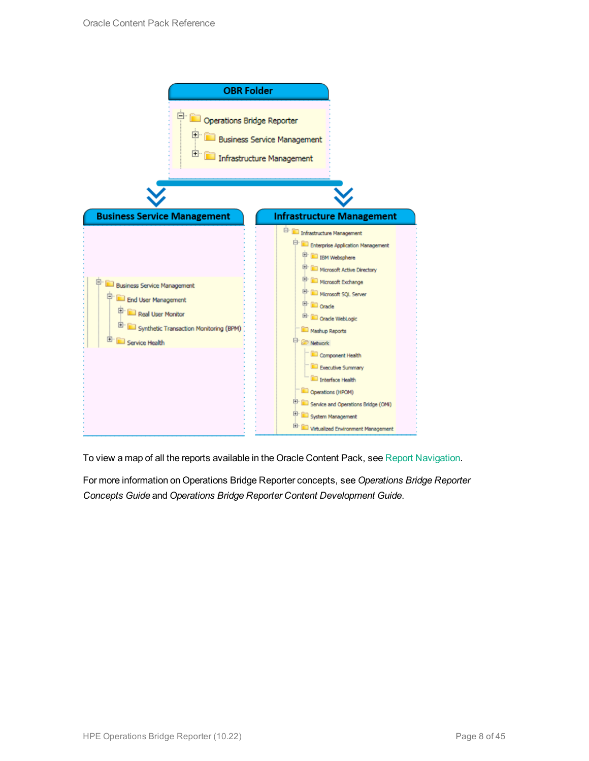**OBR Folder**

- Operations Bridge Reporter
  - Business Service Management
  - Infrastructure Management

**Business Service Management**

- Business Service Management
  - End User Management
    - Real User Monitor
    - Synthetic Transaction Monitoring (BPM)
  - Service Health

**Infrastructure Management**

- Infrastructure Management
  - Enterprise Application Management
    - IBM Websphere
    - Microsoft Active Directory
    - Microsoft Exchange
    - Microsoft SQL Server
    - Oracle
    - Oracle WebLogic
  - Mashup Reports
  - Network
    - Component Health
    - Executive Summary
    - Interface Health
  - Operations (HPOM)
  - Service and Operations Bridge (OMi)
  - System Management
  - Virtualized Environment Management

To view a map of all the reports available in the Oracle Content Pack, see Report Navigation.

For more information on Operations Bridge Reporter concepts, see *Operations Bridge Reporter Concepts Guide* and *Operations Bridge Reporter Content Development Guide*.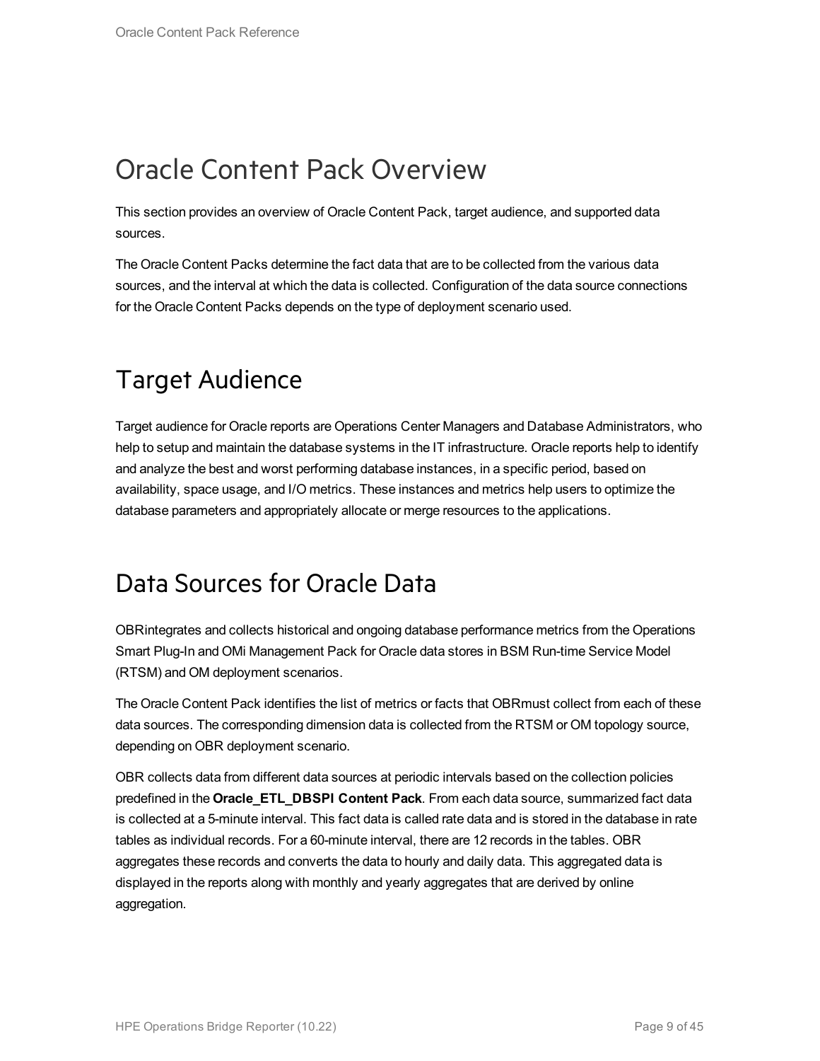# Oracle Content Pack Overview

This section provides an overview of Oracle Content Pack, target audience, and supported data sources.

The Oracle Content Packs determine the fact data that are to be collected from the various data sources, and the interval at which the data is collected. Configuration of the data source connections for the Oracle Content Packs depends on the type of deployment scenario used.

## Target Audience

Target audience for Oracle reports are Operations Center Managers and Database Administrators, who help to setup and maintain the database systems in the IT infrastructure. Oracle reports help to identify and analyze the best and worst performing database instances, in a specific period, based on availability, space usage, and I/O metrics. These instances and metrics help users to optimize the database parameters and appropriately allocate or merge resources to the applications.

## Data Sources for Oracle Data

OBRintegrates and collects historical and ongoing database performance metrics from the Operations Smart Plug-In and OMi Management Pack for Oracle data stores in BSM Run-time Service Model (RTSM) and OM deployment scenarios.

The Oracle Content Pack identifies the list of metrics or facts that OBRmust collect from each of these data sources. The corresponding dimension data is collected from the RTSM or OM topology source, depending on OBR deployment scenario.

OBR collects data from different data sources at periodic intervals based on the collection policies predefined in the **Oracle_ETL_DBSPI Content Pack**. From each data source, summarized fact data is collected at a 5-minute interval. This fact data is called rate data and is stored in the database in rate tables as individual records. For a 60-minute interval, there are 12 records in the tables. OBR aggregates these records and converts the data to hourly and daily data. This aggregated data is displayed in the reports along with monthly and yearly aggregates that are derived by online aggregation.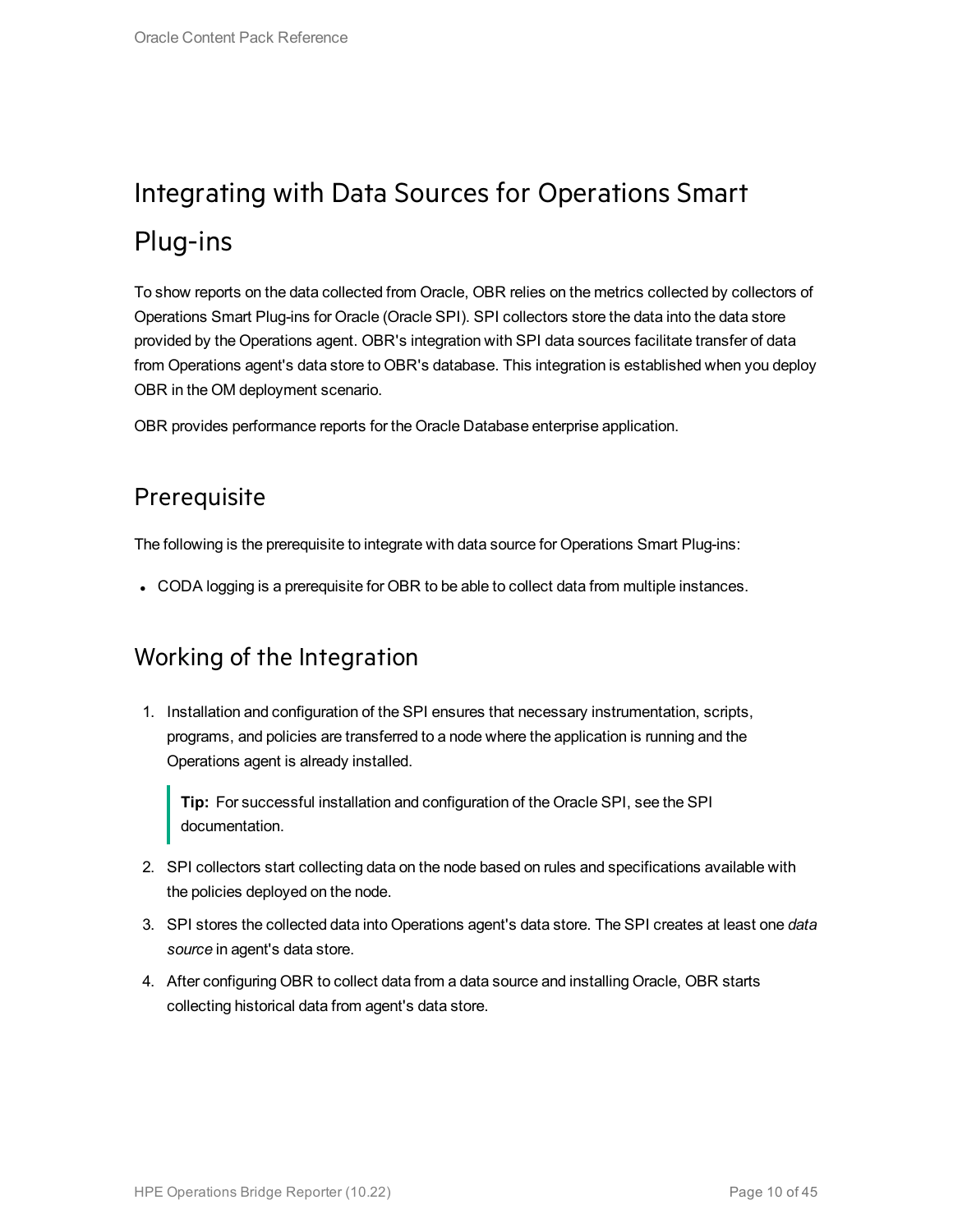# Integrating with Data Sources for Operations Smart Plug-ins

To show reports on the data collected from Oracle, OBR relies on the metrics collected by collectors of Operations Smart Plug-ins for Oracle (Oracle SPI). SPI collectors store the data into the data store provided by the Operations agent. OBR's integration with SPI data sources facilitate transfer of data from Operations agent's data store to OBR's database. This integration is established when you deploy OBR in the OM deployment scenario.

OBR provides performance reports for the Oracle Database enterprise application.

## Prerequisite

The following is the prerequisite to integrate with data source for Operations Smart Plug-ins:

- CODA logging is a prerequisite for OBR to be able to collect data from multiple instances.

## Working of the Integration

1. Installation and configuration of the SPI ensures that necessary instrumentation, scripts, programs, and policies are transferred to a node where the application is running and the Operations agent is already installed.

   > **Tip:** For successful installation and configuration of the Oracle SPI, see the SPI documentation.

2. SPI collectors start collecting data on the node based on rules and specifications available with the policies deployed on the node.
3. SPI stores the collected data into Operations agent's data store. The SPI creates at least one *data source* in agent's data store.
4. After configuring OBR to collect data from a data source and installing Oracle, OBR starts collecting historical data from agent's data store.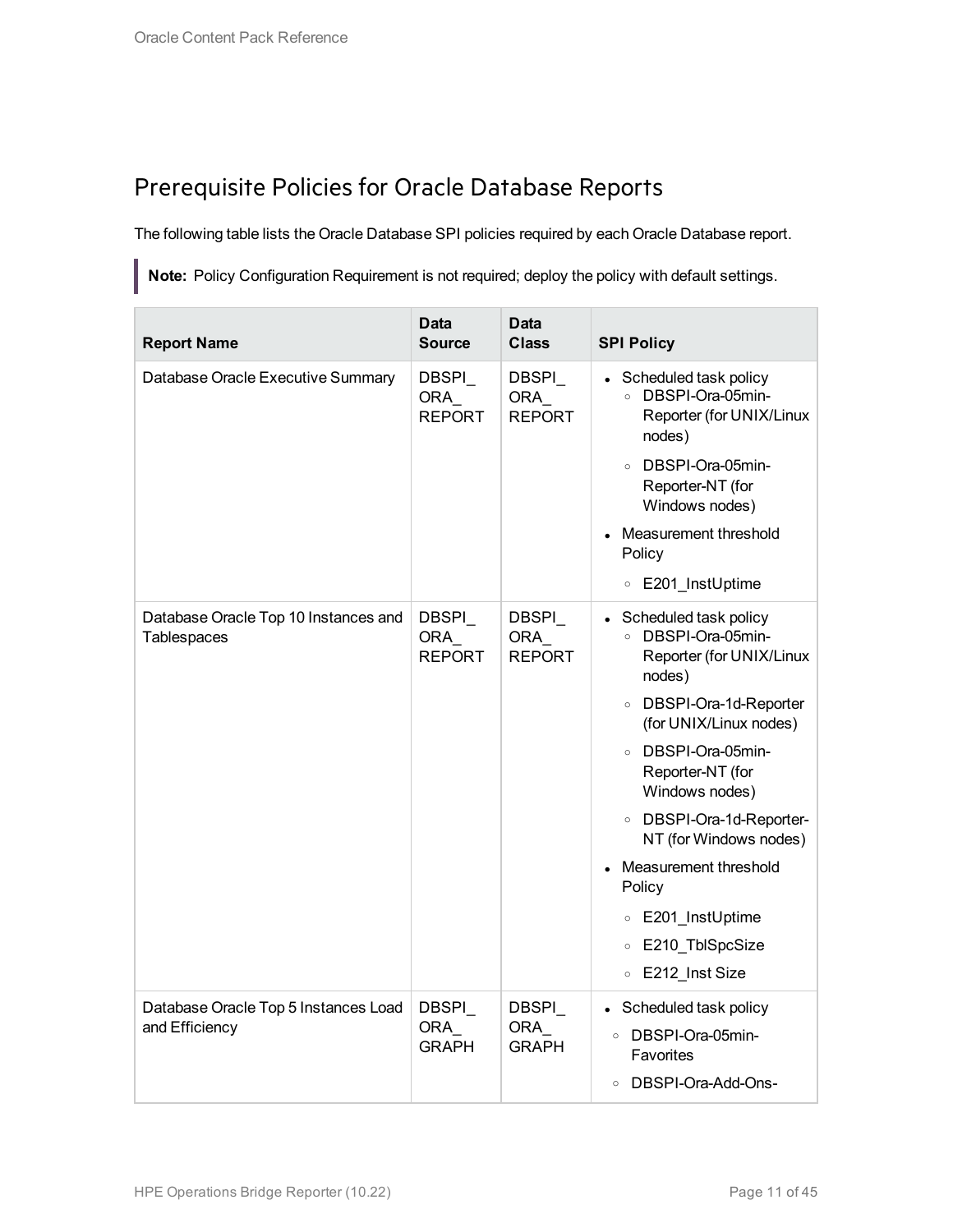## Prerequisite Policies for Oracle Database Reports

The following table lists the Oracle Database SPI policies required by each Oracle Database report.

> **Note:** Policy Configuration Requirement is not required; deploy the policy with default settings.

| Report Name | Data Source | Data Class | SPI Policy |
|---|---|---|---|
| Database Oracle Executive Summary | DBSPI_ORA_REPORT | DBSPI_ORA_REPORT | • Scheduled task policy<br>  ◦ DBSPI-Ora-05min-Reporter (for UNIX/Linux nodes)<br>  ◦ DBSPI-Ora-05min-Reporter-NT (for Windows nodes)<br>• Measurement threshold Policy<br>  ◦ E201_InstUptime |
| Database Oracle Top 10 Instances and Tablespaces | DBSPI_ORA_REPORT | DBSPI_ORA_REPORT | • Scheduled task policy<br>  ◦ DBSPI-Ora-05min-Reporter (for UNIX/Linux nodes)<br>  ◦ DBSPI-Ora-1d-Reporter (for UNIX/Linux nodes)<br>  ◦ DBSPI-Ora-05min-Reporter-NT (for Windows nodes)<br>  ◦ DBSPI-Ora-1d-Reporter-NT (for Windows nodes)<br>• Measurement threshold Policy<br>  ◦ E201_InstUptime<br>  ◦ E210_TblSpcSize<br>  ◦ E212_Inst Size |
| Database Oracle Top 5 Instances Load and Efficiency | DBSPI_ORA_GRAPH | DBSPI_ORA_GRAPH | • Scheduled task policy<br>  ◦ DBSPI-Ora-05min-Favorites<br>  ◦ DBSPI-Ora-Add-Ons- |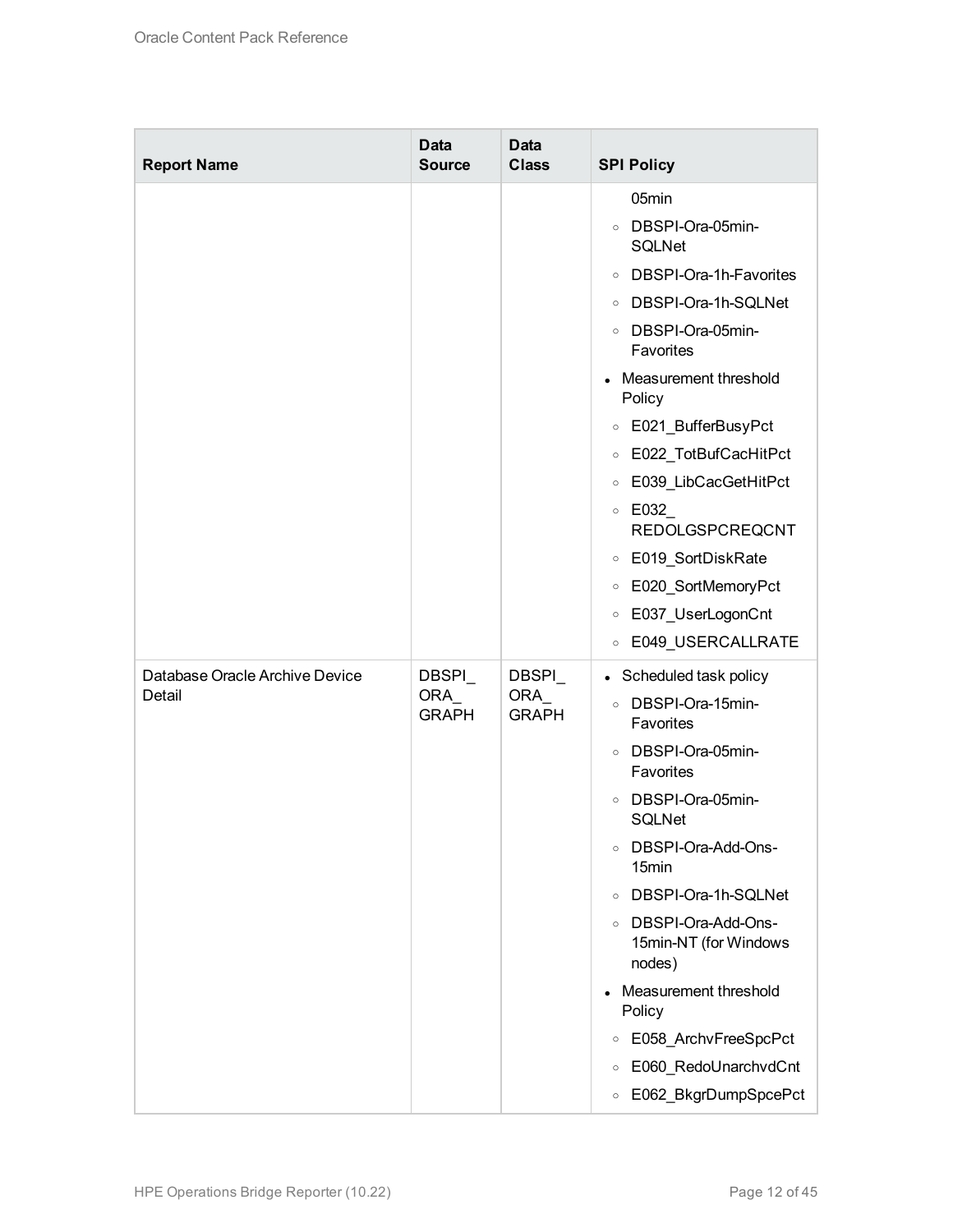| Report Name | Data Source | Data Class | SPI Policy |
|---|---|---|---|
| | | | 05min<br>◦ DBSPI-Ora-05min-SQLNet<br>◦ DBSPI-Ora-1h-Favorites<br>◦ DBSPI-Ora-1h-SQLNet<br>◦ DBSPI-Ora-05min-Favorites<br>• Measurement threshold Policy<br>◦ E021_BufferBusyPct<br>◦ E022_TotBufCacHitPct<br>◦ E039_LibCacGetHitPct<br>◦ E032_REDOLGSPCREQCNT<br>◦ E019_SortDiskRate<br>◦ E020_SortMemoryPct<br>◦ E037_UserLogonCnt<br>◦ E049_USERCALLRATE |
| Database Oracle Archive Device Detail | DBSPI_ORA_GRAPH | DBSPI_ORA_GRAPH | • Scheduled task policy<br>◦ DBSPI-Ora-15min-Favorites<br>◦ DBSPI-Ora-05min-Favorites<br>◦ DBSPI-Ora-05min-SQLNet<br>◦ DBSPI-Ora-Add-Ons-15min<br>◦ DBSPI-Ora-1h-SQLNet<br>◦ DBSPI-Ora-Add-Ons-15min-NT (for Windows nodes)<br>• Measurement threshold Policy<br>◦ E058_ArchvFreeSpcPct<br>◦ E060_RedoUnarchvdCnt<br>◦ E062_BkgrDumpSpcePct |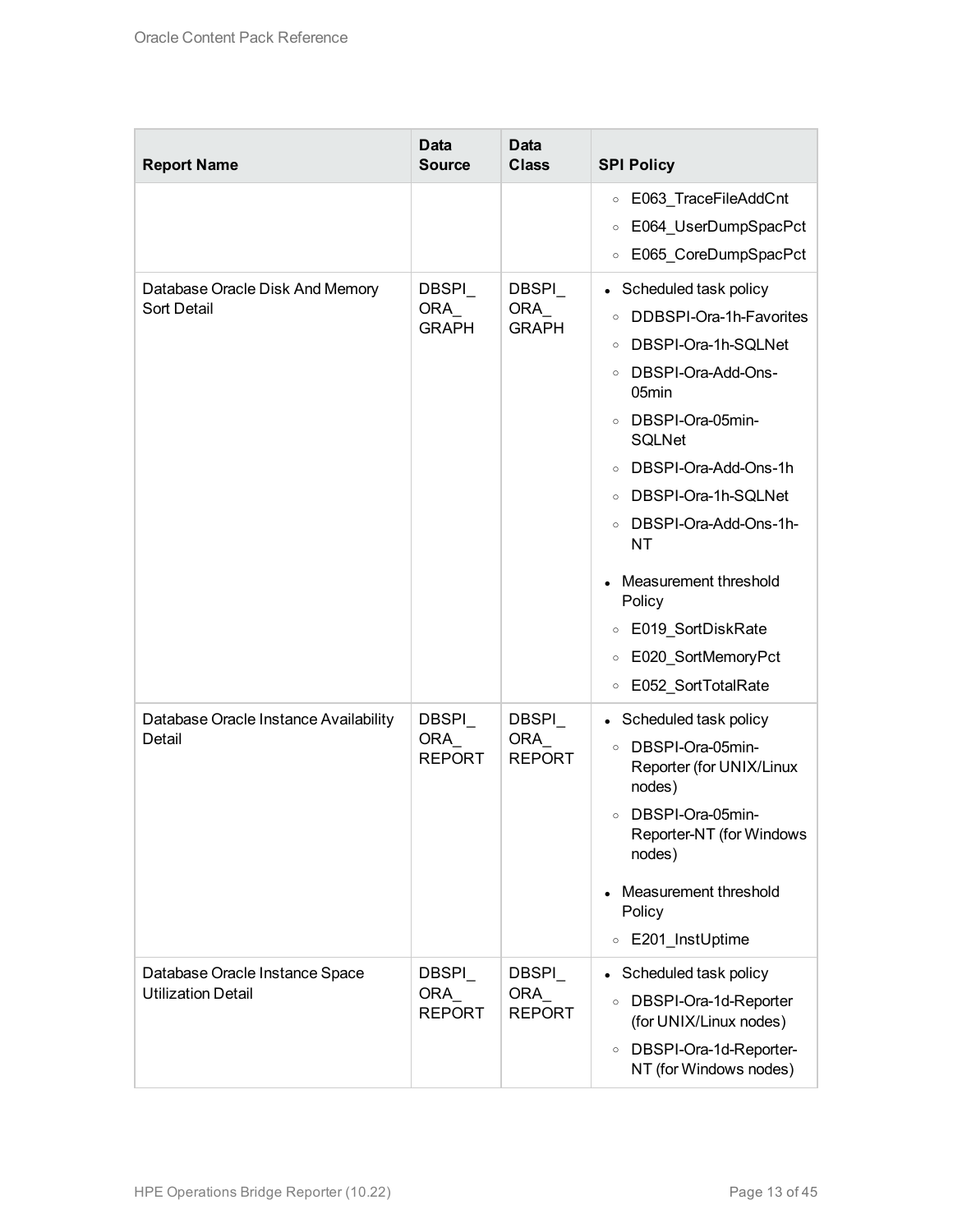| Report Name | Data Source | Data Class | SPI Policy |
| --- | --- | --- | --- |
| | | | ◦ E063_TraceFileAddCnt<br>◦ E064_UserDumpSpacPct<br>◦ E065_CoreDumpSpacPct |
| Database Oracle Disk And Memory Sort Detail | DBSPI_ ORA_ GRAPH | DBSPI_ ORA_ GRAPH | • Scheduled task policy<br>◦ DDBSPI-Ora-1h-Favorites<br>◦ DBSPI-Ora-1h-SQLNet<br>◦ DBSPI-Ora-Add-Ons-05min<br>◦ DBSPI-Ora-05min-SQLNet<br>◦ DBSPI-Ora-Add-Ons-1h<br>◦ DBSPI-Ora-1h-SQLNet<br>◦ DBSPI-Ora-Add-Ons-1h-NT<br>• Measurement threshold Policy<br>◦ E019_SortDiskRate<br>◦ E020_SortMemoryPct<br>◦ E052_SortTotalRate |
| Database Oracle Instance Availability Detail | DBSPI_ ORA_ REPORT | DBSPI_ ORA_ REPORT | • Scheduled task policy<br>◦ DBSPI-Ora-05min-Reporter (for UNIX/Linux nodes)<br>◦ DBSPI-Ora-05min-Reporter-NT (for Windows nodes)<br>• Measurement threshold Policy<br>◦ E201_InstUptime |
| Database Oracle Instance Space Utilization Detail | DBSPI_ ORA_ REPORT | DBSPI_ ORA_ REPORT | • Scheduled task policy<br>◦ DBSPI-Ora-1d-Reporter (for UNIX/Linux nodes)<br>◦ DBSPI-Ora-1d-Reporter-NT (for Windows nodes) |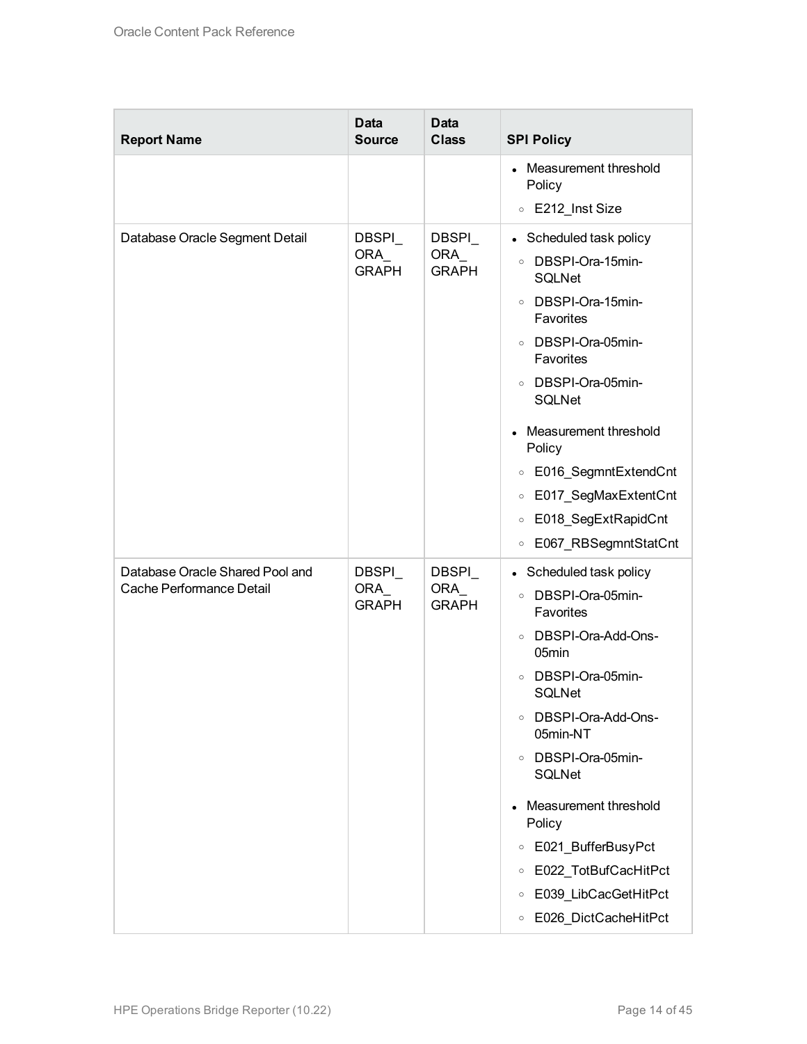| Report Name | Data Source | Data Class | SPI Policy |
| --- | --- | --- | --- |
| | | | • Measurement threshold Policy<br>○ E212_Inst Size |
| Database Oracle Segment Detail | DBSPI_ORA_GRAPH | DBSPI_ORA_GRAPH | • Scheduled task policy<br>○ DBSPI-Ora-15min-SQLNet<br>○ DBSPI-Ora-15min-Favorites<br>○ DBSPI-Ora-05min-Favorites<br>○ DBSPI-Ora-05min-SQLNet<br>• Measurement threshold Policy<br>○ E016_SegmntExtendCnt<br>○ E017_SegMaxExtentCnt<br>○ E018_SegExtRapidCnt<br>○ E067_RBSegmntStatCnt |
| Database Oracle Shared Pool and Cache Performance Detail | DBSPI_ORA_GRAPH | DBSPI_ORA_GRAPH | • Scheduled task policy<br>○ DBSPI-Ora-05min-Favorites<br>○ DBSPI-Ora-Add-Ons-05min<br>○ DBSPI-Ora-05min-SQLNet<br>○ DBSPI-Ora-Add-Ons-05min-NT<br>○ DBSPI-Ora-05min-SQLNet<br>• Measurement threshold Policy<br>○ E021_BufferBusyPct<br>○ E022_TotBufCacHitPct<br>○ E039_LibCacGetHitPct<br>○ E026_DictCacheHitPct |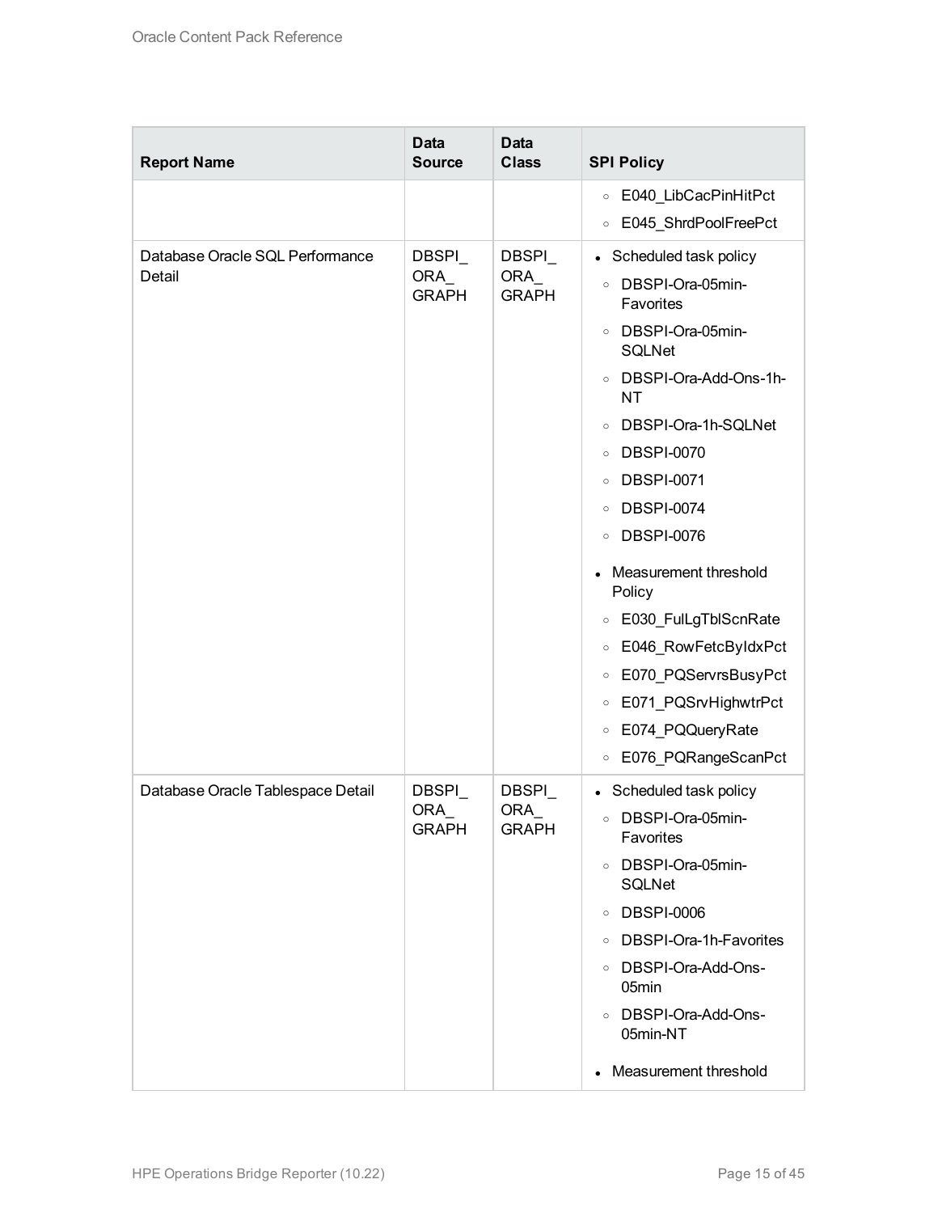| Report Name | Data Source | Data Class | SPI Policy |
|---|---|---|---|
| | | | ◦ E040_LibCacPinHitPct<br>◦ E045_ShrdPoolFreePct |
| Database Oracle SQL Performance Detail | DBSPI_ORA_GRAPH | DBSPI_ORA_GRAPH | • Scheduled task policy<br>◦ DBSPI-Ora-05min-Favorites<br>◦ DBSPI-Ora-05min-SQLNet<br>◦ DBSPI-Ora-Add-Ons-1h-NT<br>◦ DBSPI-Ora-1h-SQLNet<br>◦ DBSPI-0070<br>◦ DBSPI-0071<br>◦ DBSPI-0074<br>◦ DBSPI-0076<br>• Measurement threshold Policy<br>◦ E030_FulLgTblScnRate<br>◦ E046_RowFetcByIdxPct<br>◦ E070_PQServrsBusyPct<br>◦ E071_PQSrvHighwtrPct<br>◦ E074_PQQueryRate<br>◦ E076_PQRangeScanPct |
| Database Oracle Tablespace Detail | DBSPI_ORA_GRAPH | DBSPI_ORA_GRAPH | • Scheduled task policy<br>◦ DBSPI-Ora-05min-Favorites<br>◦ DBSPI-Ora-05min-SQLNet<br>◦ DBSPI-0006<br>◦ DBSPI-Ora-1h-Favorites<br>◦ DBSPI-Ora-Add-Ons-05min<br>◦ DBSPI-Ora-Add-Ons-05min-NT<br>• Measurement threshold |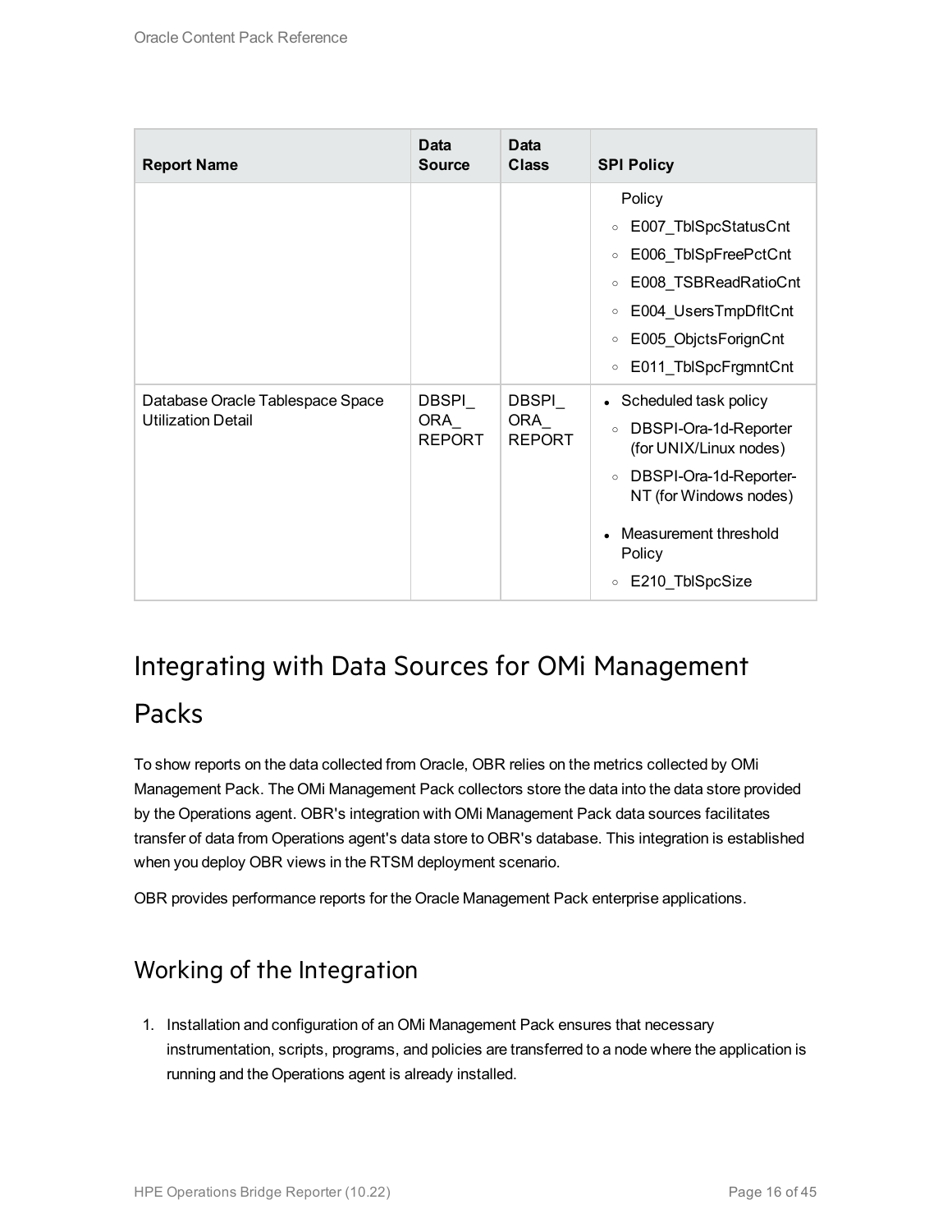| Report Name | Data Source | Data Class | SPI Policy |
| --- | --- | --- | --- |
| | | | Policy<br>◦ E007_TblSpcStatusCnt<br>◦ E006_TblSpFreePctCnt<br>◦ E008_TSBReadRatioCnt<br>◦ E004_UsersTmpDfltCnt<br>◦ E005_ObjctsForignCnt<br>◦ E011_TblSpcFrgmntCnt |
| Database Oracle Tablespace Space Utilization Detail | DBSPI_ORA_REPORT | DBSPI_ORA_REPORT | • Scheduled task policy<br>◦ DBSPI-Ora-1d-Reporter (for UNIX/Linux nodes)<br>◦ DBSPI-Ora-1d-Reporter-NT (for Windows nodes)<br>• Measurement threshold Policy<br>◦ E210_TblSpcSize |

# Integrating with Data Sources for OMi Management Packs

To show reports on the data collected from Oracle, OBR relies on the metrics collected by OMi Management Pack. The OMi Management Pack collectors store the data into the data store provided by the Operations agent. OBR's integration with OMi Management Pack data sources facilitates transfer of data from Operations agent's data store to OBR's database. This integration is established when you deploy OBR views in the RTSM deployment scenario.

OBR provides performance reports for the Oracle Management Pack enterprise applications.

## Working of the Integration

1. Installation and configuration of an OMi Management Pack ensures that necessary instrumentation, scripts, programs, and policies are transferred to a node where the application is running and the Operations agent is already installed.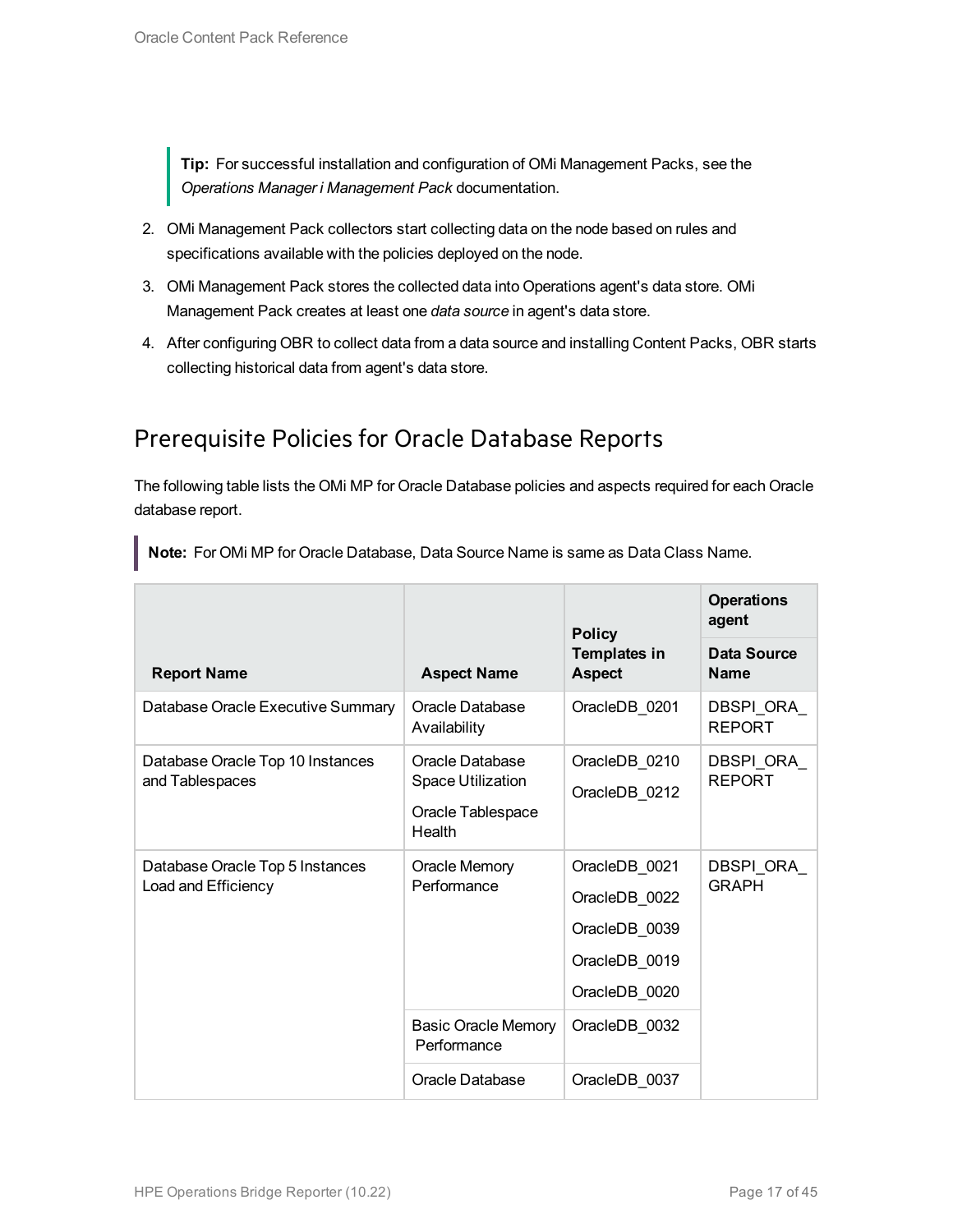> **Tip:** For successful installation and configuration of OMi Management Packs, see the *Operations Manager i Management Pack* documentation.

2. OMi Management Pack collectors start collecting data on the node based on rules and specifications available with the policies deployed on the node.
3. OMi Management Pack stores the collected data into Operations agent's data store. OMi Management Pack creates at least one *data source* in agent's data store.
4. After configuring OBR to collect data from a data source and installing Content Packs, OBR starts collecting historical data from agent's data store.

## Prerequisite Policies for Oracle Database Reports

The following table lists the OMi MP for Oracle Database policies and aspects required for each Oracle database report.

> **Note:** For OMi MP for Oracle Database, Data Source Name is same as Data Class Name.

| Report Name | Aspect Name | Policy Templates in Aspect | Operations agent |
|---|---|---|---|
| | | | Data Source Name |
| Database Oracle Executive Summary | Oracle Database Availability | OracleDB_0201 | DBSPI_ORA_REPORT |
| Database Oracle Top 10 Instances and Tablespaces | Oracle Database Space Utilization<br><br>Oracle Tablespace Health | OracleDB_0210<br><br>OracleDB_0212 | DBSPI_ORA_REPORT |
| Database Oracle Top 5 Instances Load and Efficiency | Oracle Memory Performance | OracleDB_0021<br><br>OracleDB_0022<br><br>OracleDB_0039<br><br>OracleDB_0019<br><br>OracleDB_0020 | DBSPI_ORA_GRAPH |
| | Basic Oracle Memory Performance | OracleDB_0032 | |
| | Oracle Database | OracleDB_0037 | |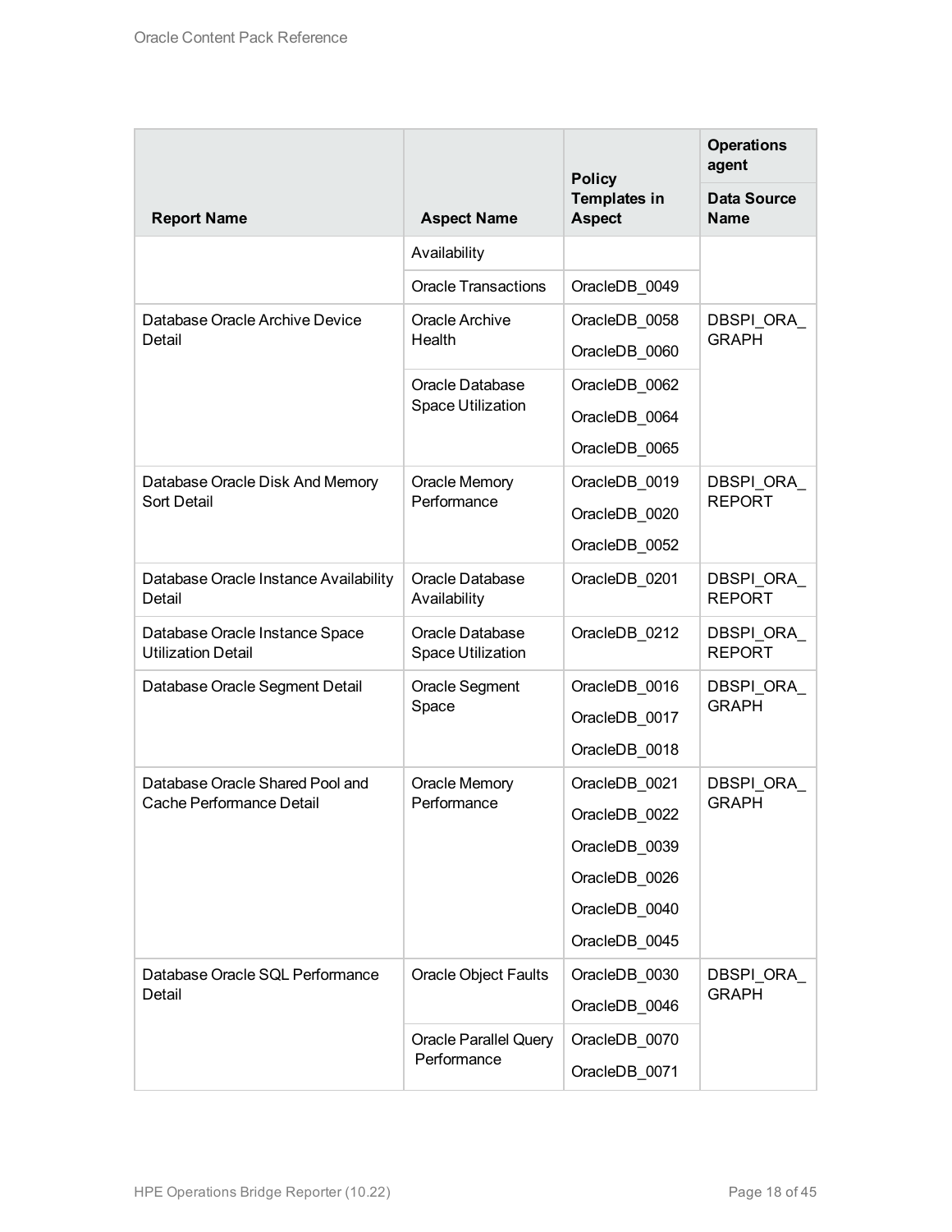| Report Name | Aspect Name | Policy Templates in Aspect | Operations agent |
|---|---|---|---|
| | | | Data Source Name |
| | Availability | | |
| | Oracle Transactions | OracleDB_0049 | |
| Database Oracle Archive Device Detail | Oracle Archive Health | OracleDB_0058<br>OracleDB_0060 | DBSPI_ORA_GRAPH |
| | Oracle Database Space Utilization | OracleDB_0062<br>OracleDB_0064<br>OracleDB_0065 | |
| Database Oracle Disk And Memory Sort Detail | Oracle Memory Performance | OracleDB_0019<br>OracleDB_0020<br>OracleDB_0052 | DBSPI_ORA_REPORT |
| Database Oracle Instance Availability Detail | Oracle Database Availability | OracleDB_0201 | DBSPI_ORA_REPORT |
| Database Oracle Instance Space Utilization Detail | Oracle Database Space Utilization | OracleDB_0212 | DBSPI_ORA_REPORT |
| Database Oracle Segment Detail | Oracle Segment Space | OracleDB_0016<br>OracleDB_0017<br>OracleDB_0018 | DBSPI_ORA_GRAPH |
| Database Oracle Shared Pool and Cache Performance Detail | Oracle Memory Performance | OracleDB_0021<br>OracleDB_0022<br>OracleDB_0039<br>OracleDB_0026<br>OracleDB_0040<br>OracleDB_0045 | DBSPI_ORA_GRAPH |
| Database Oracle SQL Performance Detail | Oracle Object Faults | OracleDB_0030<br>OracleDB_0046 | DBSPI_ORA_GRAPH |
| | Oracle Parallel Query Performance | OracleDB_0070<br>OracleDB_0071 | |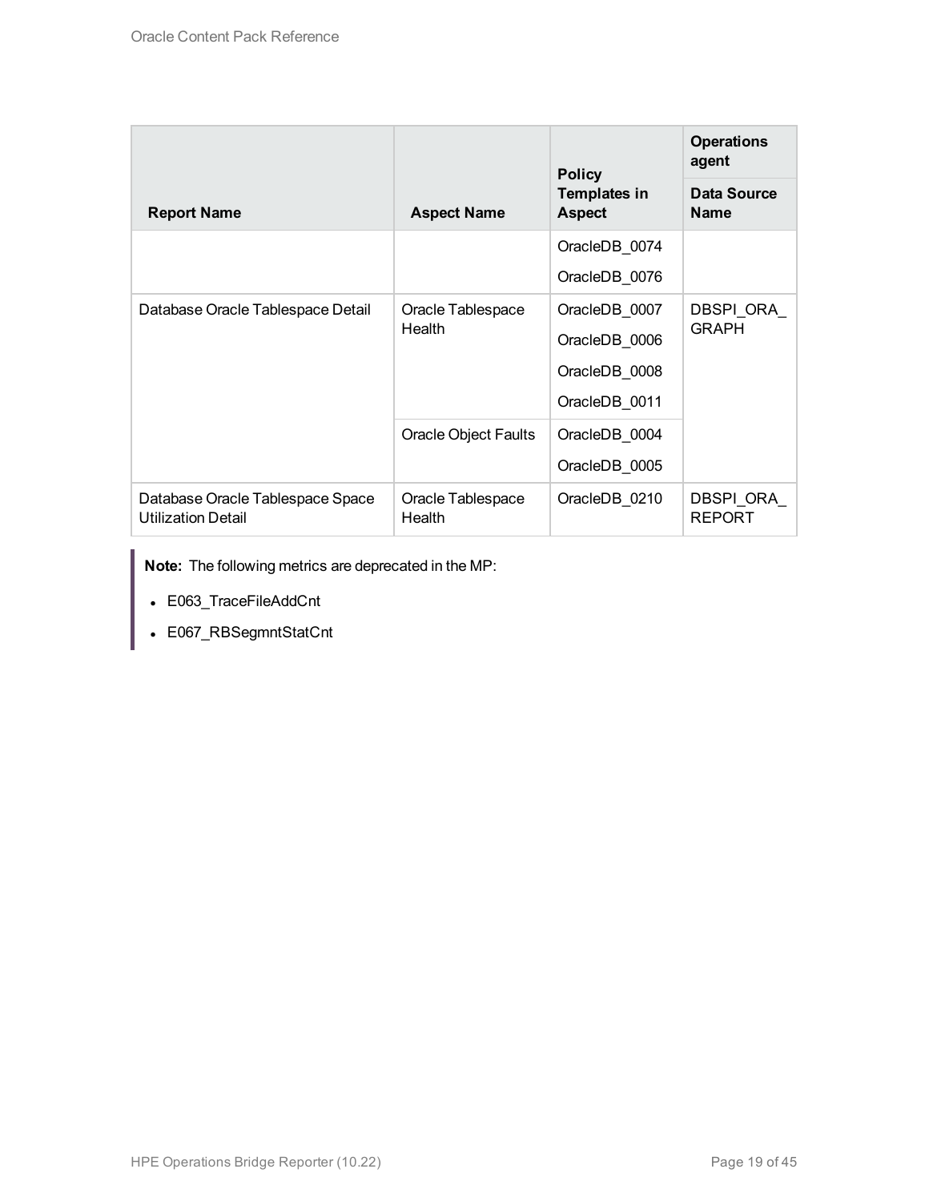| Report Name | Aspect Name | Policy Templates in Aspect | Operations agent |
|---|---|---|---|
| | | | Data Source Name |
| | | OracleDB_0074<br>OracleDB_0076 | |
| Database Oracle Tablespace Detail | Oracle Tablespace Health | OracleDB_0007<br>OracleDB_0006<br>OracleDB_0008<br>OracleDB_0011 | DBSPI_ORA_GRAPH |
| | Oracle Object Faults | OracleDB_0004<br>OracleDB_0005 | |
| Database Oracle Tablespace Space Utilization Detail | Oracle Tablespace Health | OracleDB_0210 | DBSPI_ORA_REPORT |

> **Note:** The following metrics are deprecated in the MP:
>
> - E063_TraceFileAddCnt
> - E067_RBSegmntStatCnt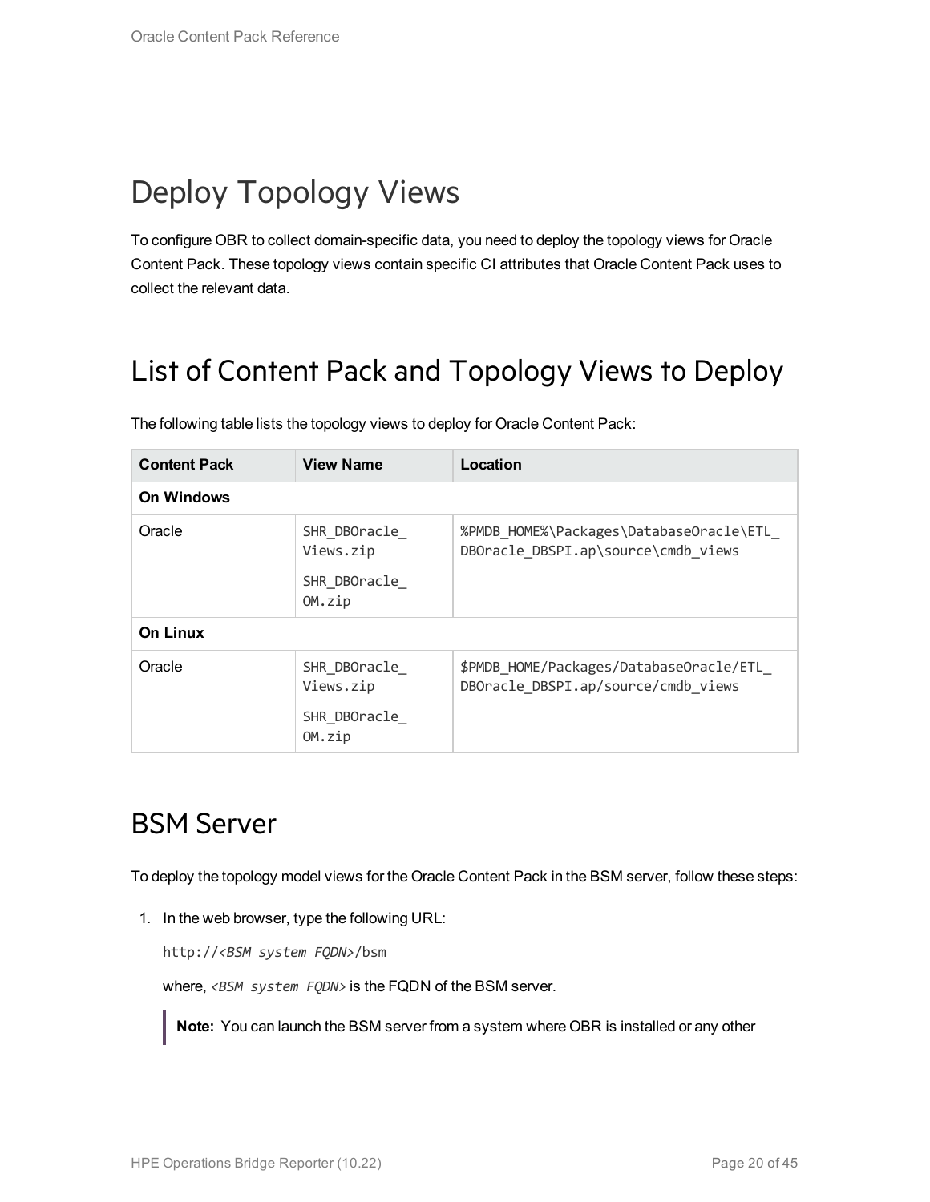# Deploy Topology Views

To configure OBR to collect domain-specific data, you need to deploy the topology views for Oracle Content Pack. These topology views contain specific CI attributes that Oracle Content Pack uses to collect the relevant data.

## List of Content Pack and Topology Views to Deploy

The following table lists the topology views to deploy for Oracle Content Pack:

| Content Pack | View Name | Location |
|---|---|---|
| **On Windows** | | |
| Oracle | SHR_DBOracle_Views.zip<br>SHR_DBOracle_OM.zip | %PMDB_HOME%\Packages\DatabaseOracle\ETL_DBOracle_DBSPI.ap\source\cmdb_views |
| **On Linux** | | |
| Oracle | SHR_DBOracle_Views.zip<br>SHR_DBOracle_OM.zip | $PMDB_HOME/Packages/DatabaseOracle/ETL_DBOracle_DBSPI.ap/source/cmdb_views |

## BSM Server

To deploy the topology model views for the Oracle Content Pack in the BSM server, follow these steps:

1. In the web browser, type the following URL:

   http://*<BSM system FQDN>*/bsm

   where, *<BSM system FQDN>* is the FQDN of the BSM server.

   > **Note:** You can launch the BSM server from a system where OBR is installed or any other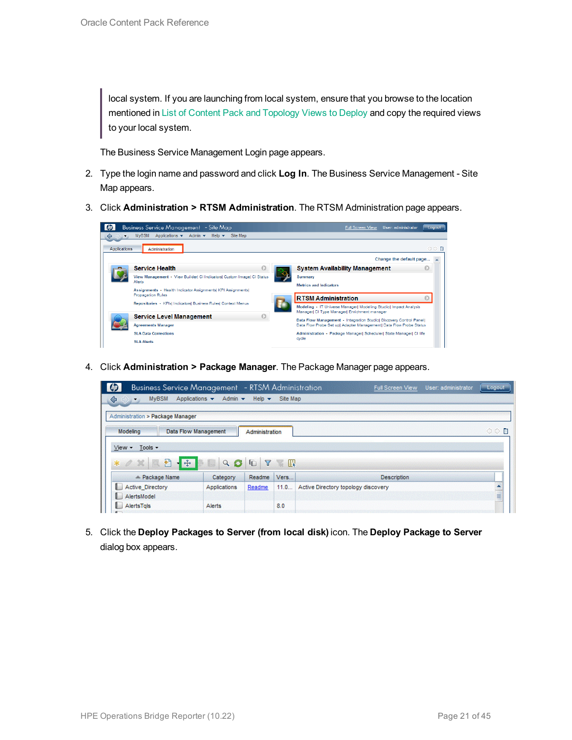> local system. If you are launching from local system, ensure that you browse to the location mentioned in List of Content Pack and Topology Views to Deploy and copy the required views to your local system.

The Business Service Management Login page appears.

2. Type the login name and password and click **Log In**. The Business Service Management - Site Map appears.
3. Click **Administration > RTSM Administration**. The RTSM Administration page appears.
4. Click **Administration > Package Manager**. The Package Manager page appears.
5. Click the **Deploy Packages to Server (from local disk)** icon. The **Deploy Package to Server** dialog box appears.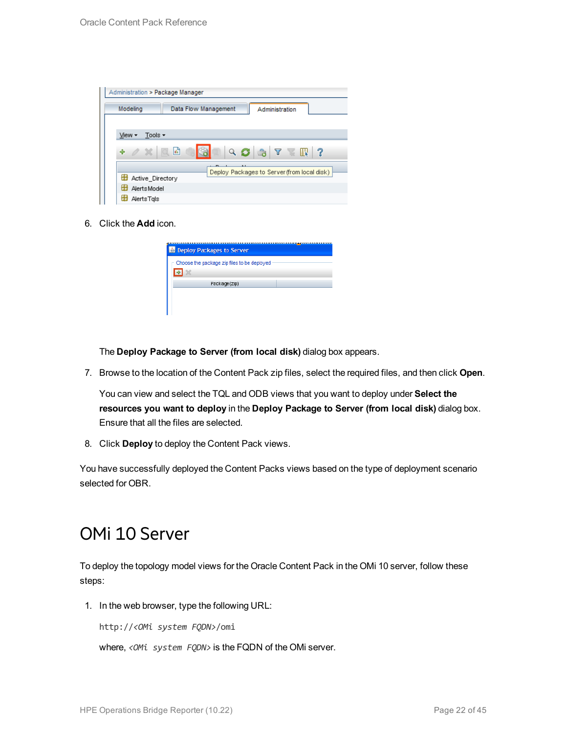6. Click the **Add** icon.

   The **Deploy Package to Server (from local disk)** dialog box appears.

7. Browse to the location of the Content Pack zip files, select the required files, and then click **Open**.

   You can view and select the TQL and ODB views that you want to deploy under **Select the resources you want to deploy** in the **Deploy Package to Server (from local disk)** dialog box. Ensure that all the files are selected.

8. Click **Deploy** to deploy the Content Pack views.

You have successfully deployed the Content Packs views based on the type of deployment scenario selected for OBR.

# OMi 10 Server

To deploy the topology model views for the Oracle Content Pack in the OMi 10 server, follow these steps:

1. In the web browser, type the following URL:

   `http://<OMi system FQDN>/omi`

   where, *<OMi system FQDN>* is the FQDN of the OMi server.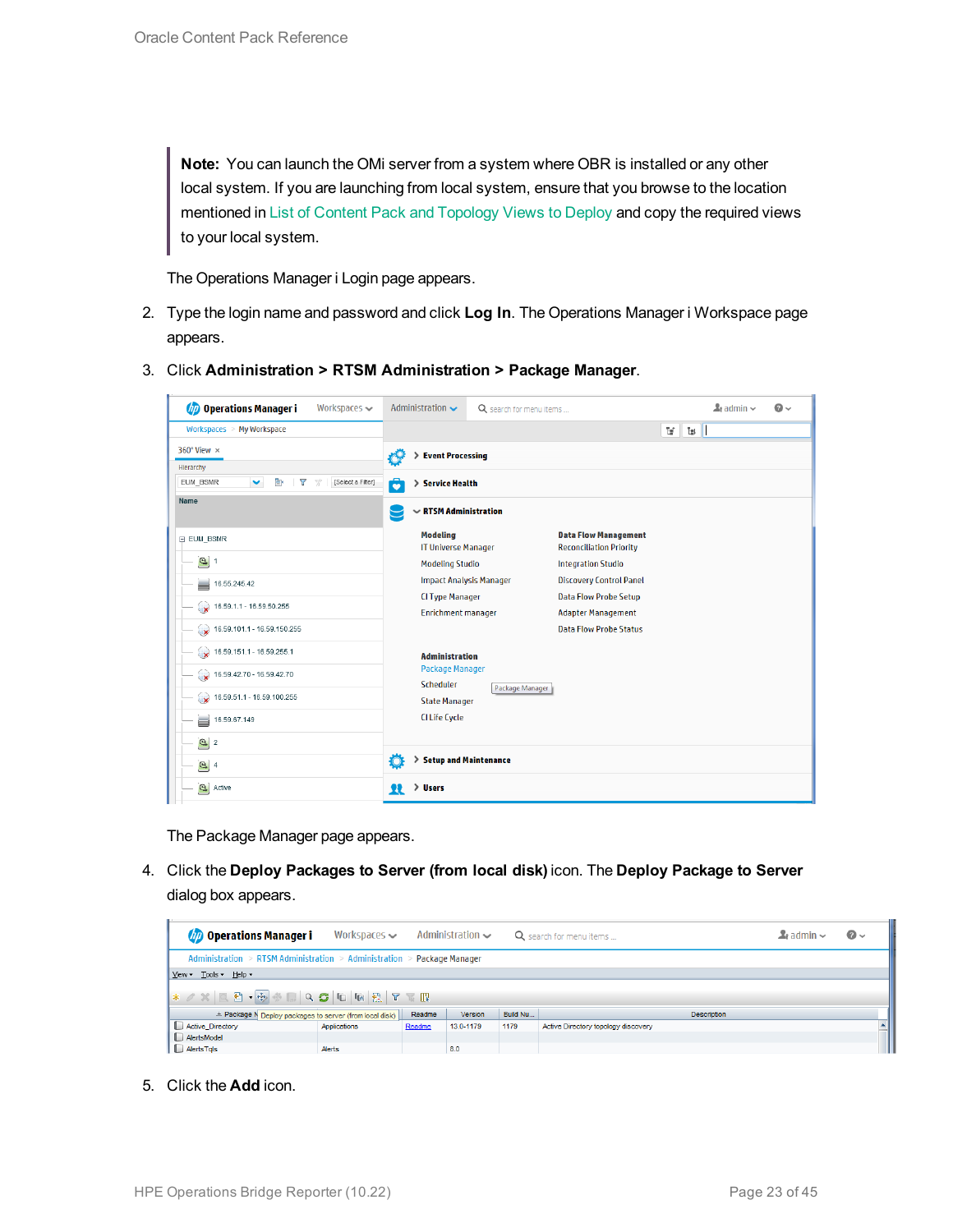> **Note:** You can launch the OMi server from a system where OBR is installed or any other local system. If you are launching from local system, ensure that you browse to the location mentioned in List of Content Pack and Topology Views to Deploy and copy the required views to your local system.

The Operations Manager i Login page appears.

2. Type the login name and password and click **Log In**. The Operations Manager i Workspace page appears.

3. Click **Administration > RTSM Administration > Package Manager**.

   The Package Manager page appears.

4. Click the **Deploy Packages to Server (from local disk)** icon. The **Deploy Package to Server** dialog box appears.

5. Click the **Add** icon.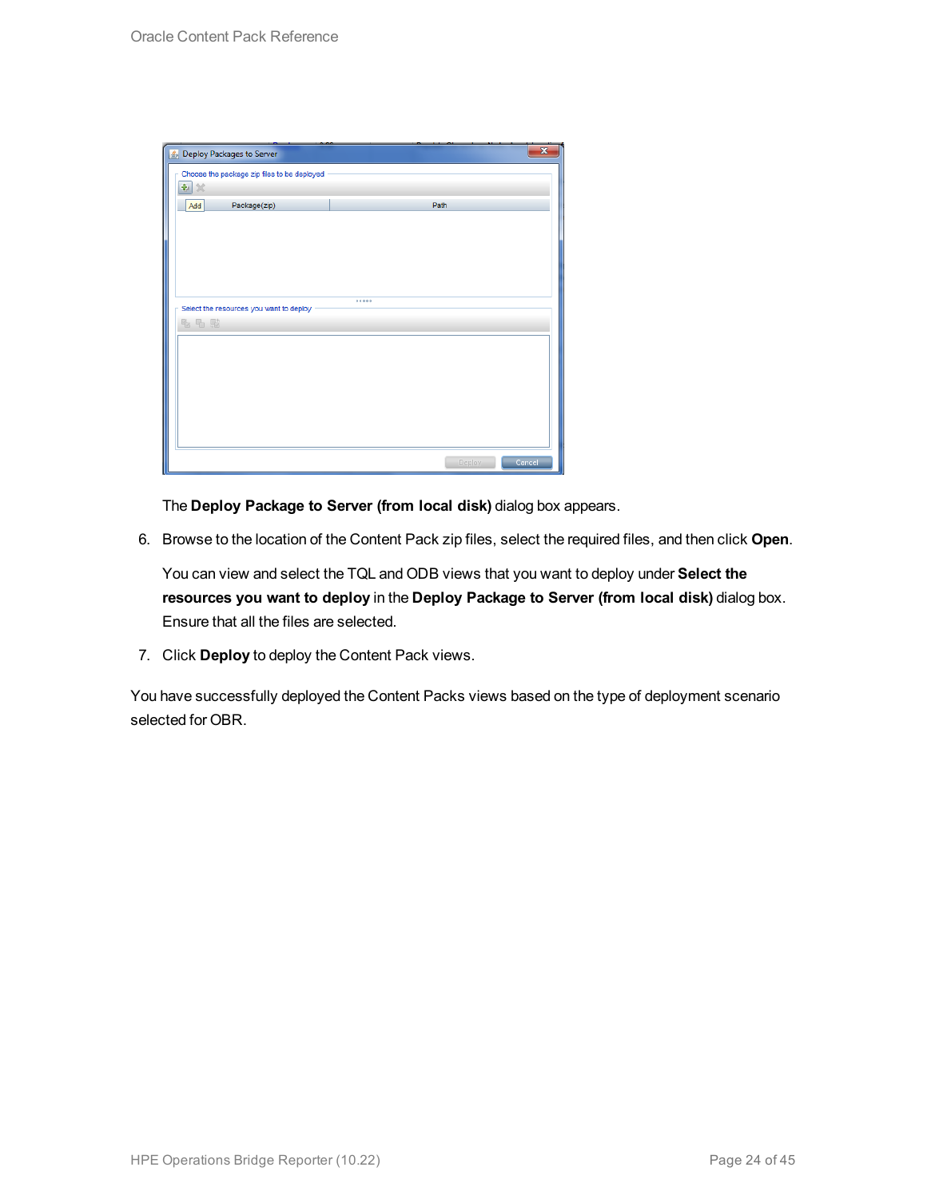The **Deploy Package to Server (from local disk)** dialog box appears.

6. Browse to the location of the Content Pack zip files, select the required files, and then click **Open**.

   You can view and select the TQL and ODB views that you want to deploy under **Select the resources you want to deploy** in the **Deploy Package to Server (from local disk)** dialog box. Ensure that all the files are selected.

7. Click **Deploy** to deploy the Content Pack views.

You have successfully deployed the Content Packs views based on the type of deployment scenario selected for OBR.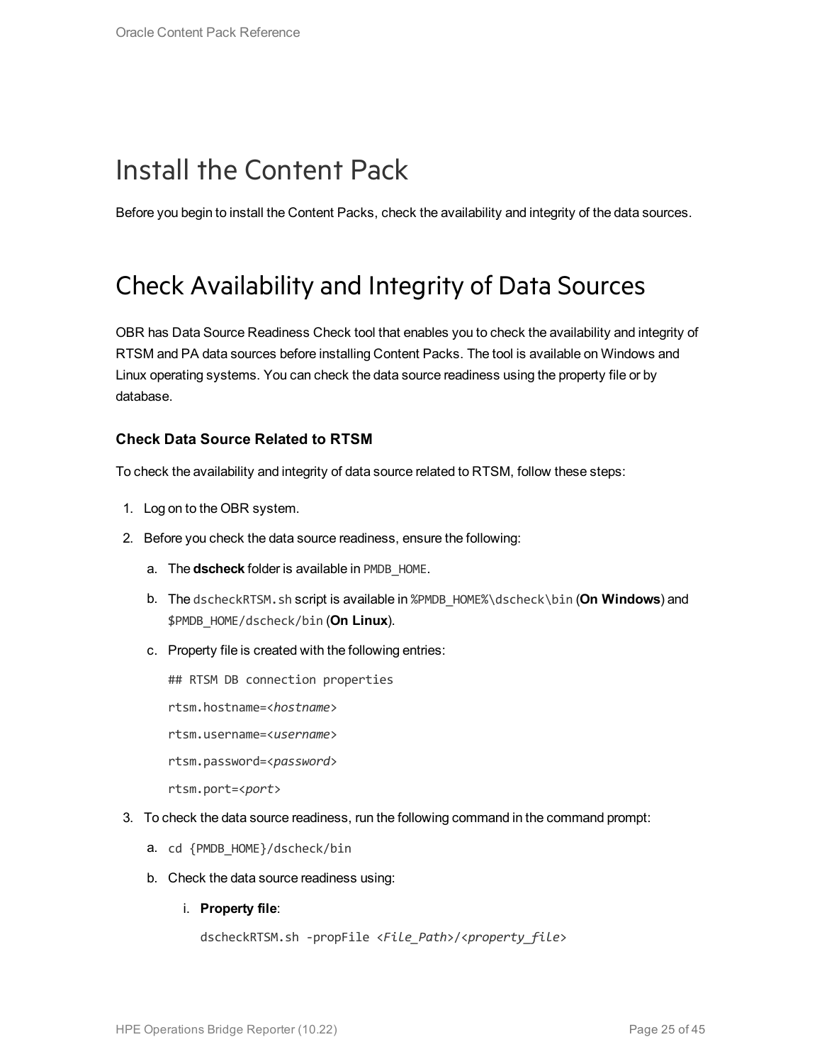# Install the Content Pack

Before you begin to install the Content Packs, check the availability and integrity of the data sources.

# Check Availability and Integrity of Data Sources

OBR has Data Source Readiness Check tool that enables you to check the availability and integrity of RTSM and PA data sources before installing Content Packs. The tool is available on Windows and Linux operating systems. You can check the data source readiness using the property file or by database.

### Check Data Source Related to RTSM

To check the availability and integrity of data source related to RTSM, follow these steps:

1. Log on to the OBR system.
2. Before you check the data source readiness, ensure the following:
   a. The **dscheck** folder is available in `PMDB_HOME`.
   b. The `dscheckRTSM.sh` script is available in `%PMDB_HOME%\dscheck\bin` (**On Windows**) and `$PMDB_HOME/dscheck/bin` (**On Linux**).
   c. Property file is created with the following entries:

      ```
      ## RTSM DB connection properties
      rtsm.hostname=<hostname>
      rtsm.username=<username>
      rtsm.password=<password>
      rtsm.port=<port>
      ```
3. To check the data source readiness, run the following command in the command prompt:
   a. `cd {PMDB_HOME}/dscheck/bin`
   b. Check the data source readiness using:
      i. **Property file**:

         ```
         dscheckRTSM.sh -propFile <File_Path>/<property_file>
         ```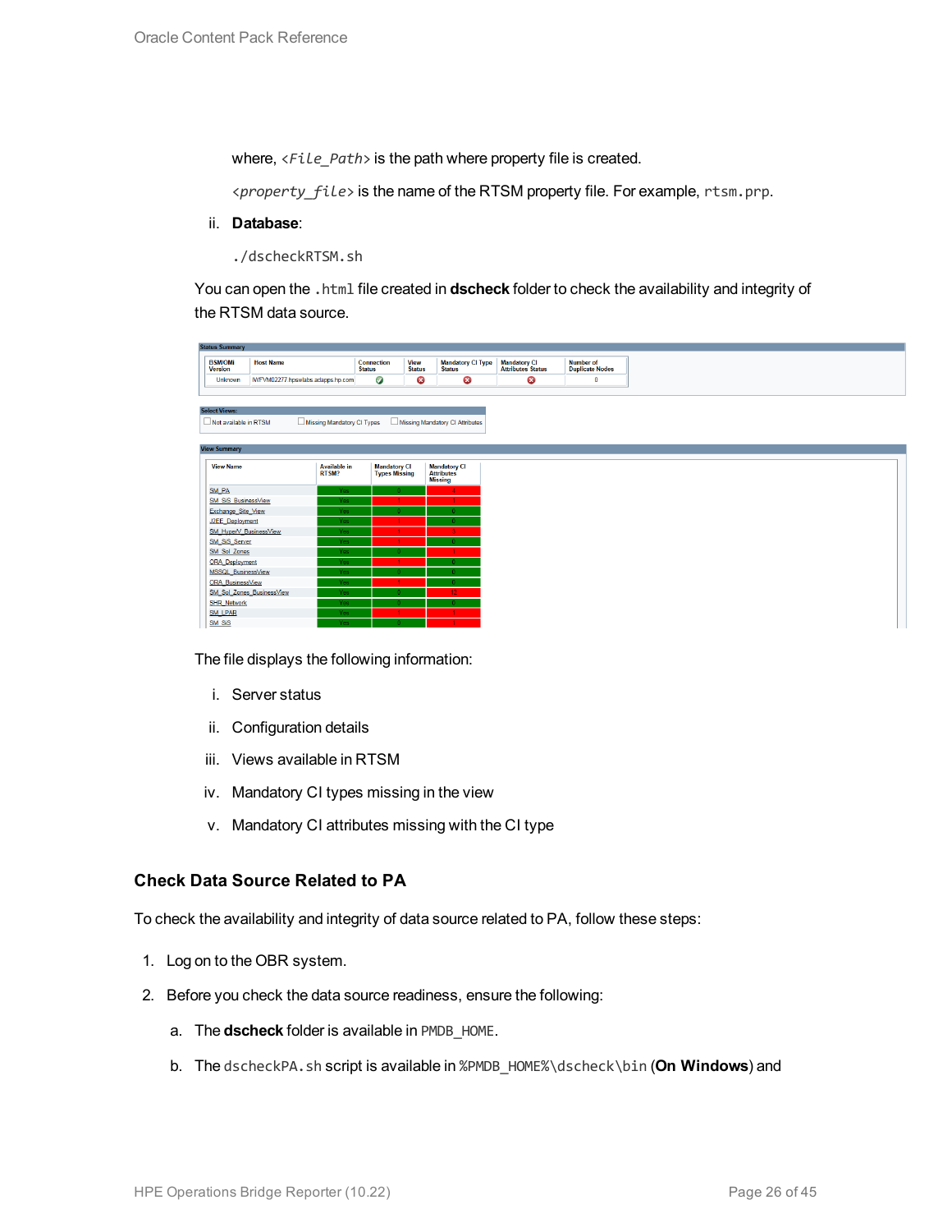where, *<File_Path>* is the path where property file is created.

*<property_file>* is the name of the RTSM property file. For example, `rtsm.prp`.

ii. **Database**:

```
./dscheckRTSM.sh
```

You can open the `.html` file created in **dscheck** folder to check the availability and integrity of the RTSM data source.

**Status Summary**

| BSM/OMi Version | Host Name | Connection Status | View Status | Mandatory CI Type Status | Mandatory CI Attributes Status | Number of Duplicate Nodes |
|---|---|---|---|---|---|---|
| Unknown | IWFVM02277.hpswlabs.adapps.hp.com | ✔ | ✖ | ✖ | ✖ | 0 |

**Select Views:**

☐ Not available in RTSM ☐ Missing Mandatory CI Types ☐ Missing Mandatory CI Attributes

**View Summary**

| View Name | Available in RTSM? | Mandatory CI Types Missing | Mandatory CI Attributes Missing |
|---|---|---|---|
| SM_PA | Yes | 0 | 4 |
| SM_SiS_BusinessView | Yes | 1 | 1 |
| Exchange_Site_View | Yes | 0 | 0 |
| J2EE_Deployment | Yes | 1 | 0 |
| SM_HyperV_BusinessView | Yes | 1 | 3 |
| SM_SiS_Server | Yes | 1 | 0 |
| SM_Sol_Zones | Yes | 0 | 1 |
| ORA_Deployment | Yes | 1 | 0 |
| MSSQL_BusinessView | Yes | 0 | 0 |
| ORA_BusinessView | Yes | 1 | 0 |
| SM_Sol_Zones_BusinessView | Yes | 0 | 12 |
| SHR_Network | Yes | 0 | 0 |
| SM_LPAR | Yes | 1 | 1 |
| SM_SiS | Yes | 0 | 1 |

The file displays the following information:

i. Server status

ii. Configuration details

iii. Views available in RTSM

iv. Mandatory CI types missing in the view

v. Mandatory CI attributes missing with the CI type

### Check Data Source Related to PA

To check the availability and integrity of data source related to PA, follow these steps:

1. Log on to the OBR system.
2. Before you check the data source readiness, ensure the following:
   a. The **dscheck** folder is available in `PMDB_HOME`.
   b. The `dscheckPA.sh` script is available in `%PMDB_HOME%\dscheck\bin` (**On Windows**) and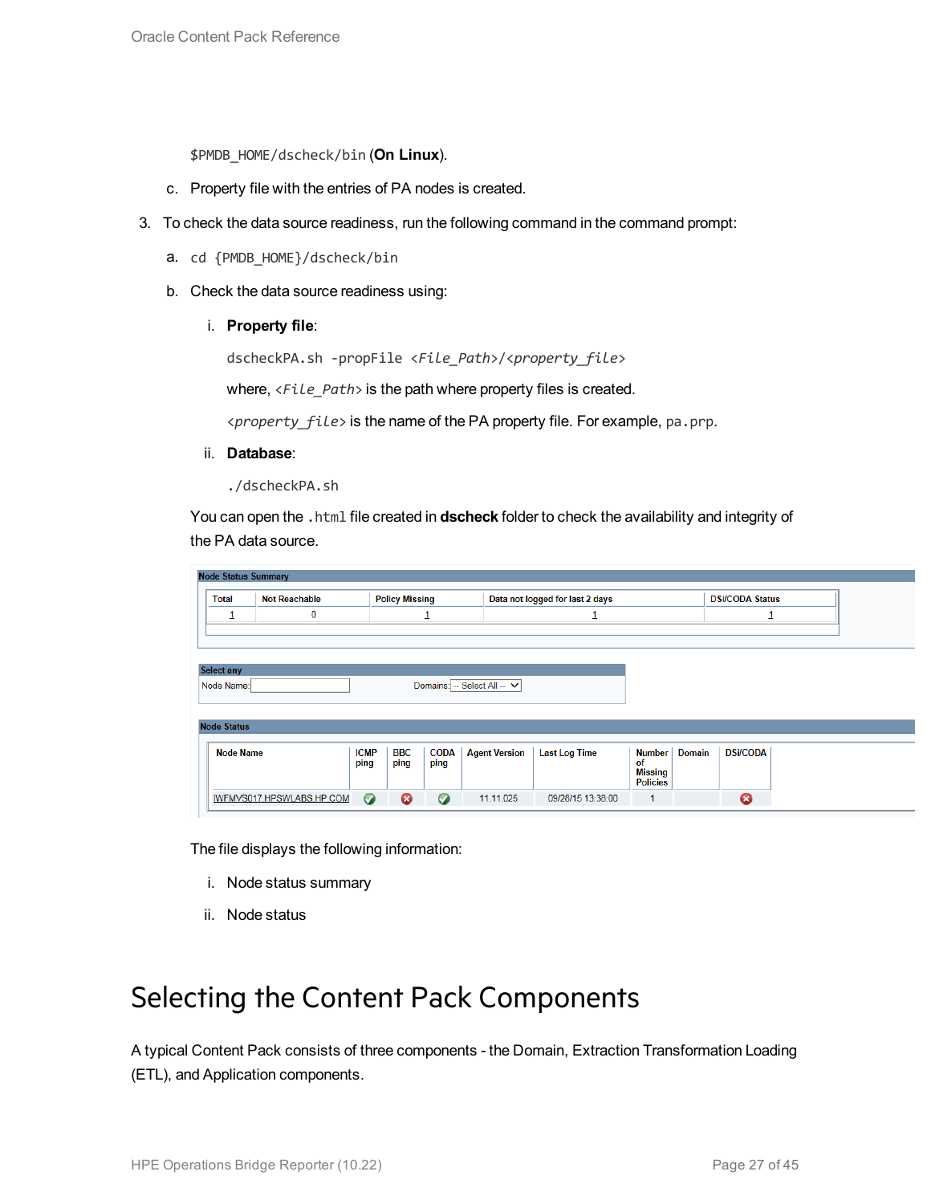`$PMDB_HOME/dscheck/bin` (**On Linux**).

c. Property file with the entries of PA nodes is created.

3. To check the data source readiness, run the following command in the command prompt:

   a. `cd {PMDB_HOME}/dscheck/bin`

   b. Check the data source readiness using:

      i. **Property file**:

      ```
      dscheckPA.sh -propFile <File_Path>/<property_file>
      ```

      where, `<File_Path>` is the path where property files is created.

      `<property_file>` is the name of the PA property file. For example, `pa.prp`.

      ii. **Database**:

      ```
      ./dscheckPA.sh
      ```

   You can open the `.html` file created in **dscheck** folder to check the availability and integrity of the PA data source.

**Node Status Summary**

| Total | Not Reachable | Policy Missing | Data not logged for last 2 days | DSI/CODA Status |
|---|---|---|---|---|
| 1 | 0 | 1 | 1 | 1 |

**Select any**

Node Name: Domains: -- Select All --

**Node Status**

| Node Name | ICMP ping | BBC ping | CODA ping | Agent Version | Last Log Time | Number of Missing Policies | Domain | DSI/CODA |
|---|---|---|---|---|---|---|---|---|
| IWFMVS017.HPSWLABS.HP.COM | ✔ | ✖ | ✔ | 11.11.025 | 09/28/15 13:38:00 | 1 | | ✖ |

The file displays the following information:

   i. Node status summary

   ii. Node status

# Selecting the Content Pack Components

A typical Content Pack consists of three components - the Domain, Extraction Transformation Loading (ETL), and Application components.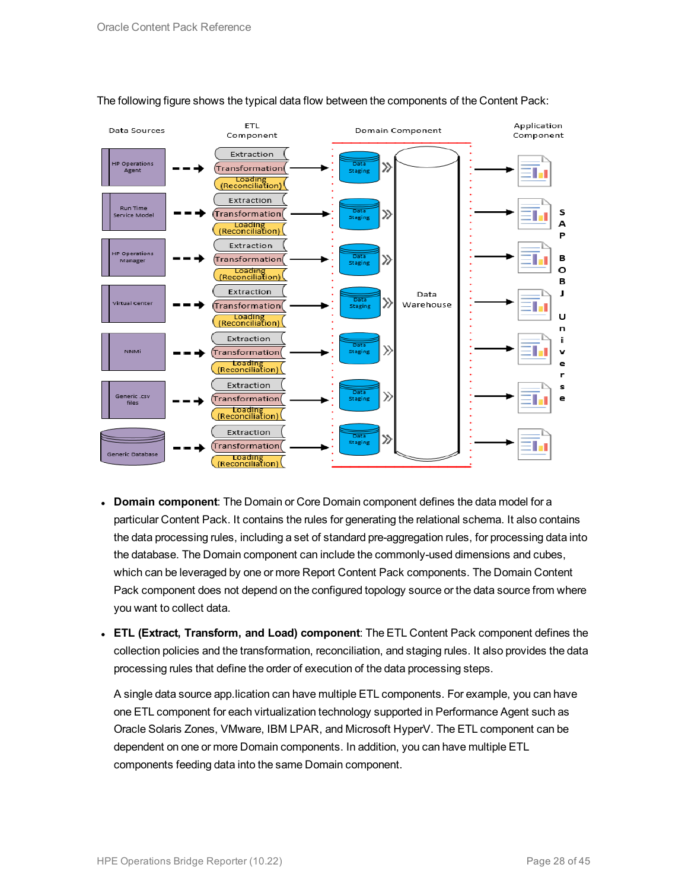The following figure shows the typical data flow between the components of the Content Pack:

- **Domain component**: The Domain or Core Domain component defines the data model for a particular Content Pack. It contains the rules for generating the relational schema. It also contains the data processing rules, including a set of standard pre-aggregation rules, for processing data into the database. The Domain component can include the commonly-used dimensions and cubes, which can be leveraged by one or more Report Content Pack components. The Domain Content Pack component does not depend on the configured topology source or the data source from where you want to collect data.
- **ETL (Extract, Transform, and Load) component**: The ETL Content Pack component defines the collection policies and the transformation, reconciliation, and staging rules. It also provides the data processing rules that define the order of execution of the data processing steps.

  A single data source app.lication can have multiple ETL components. For example, you can have one ETL component for each virtualization technology supported in Performance Agent such as Oracle Solaris Zones, VMware, IBM LPAR, and Microsoft HyperV. The ETL component can be dependent on one or more Domain components. In addition, you can have multiple ETL components feeding data into the same Domain component.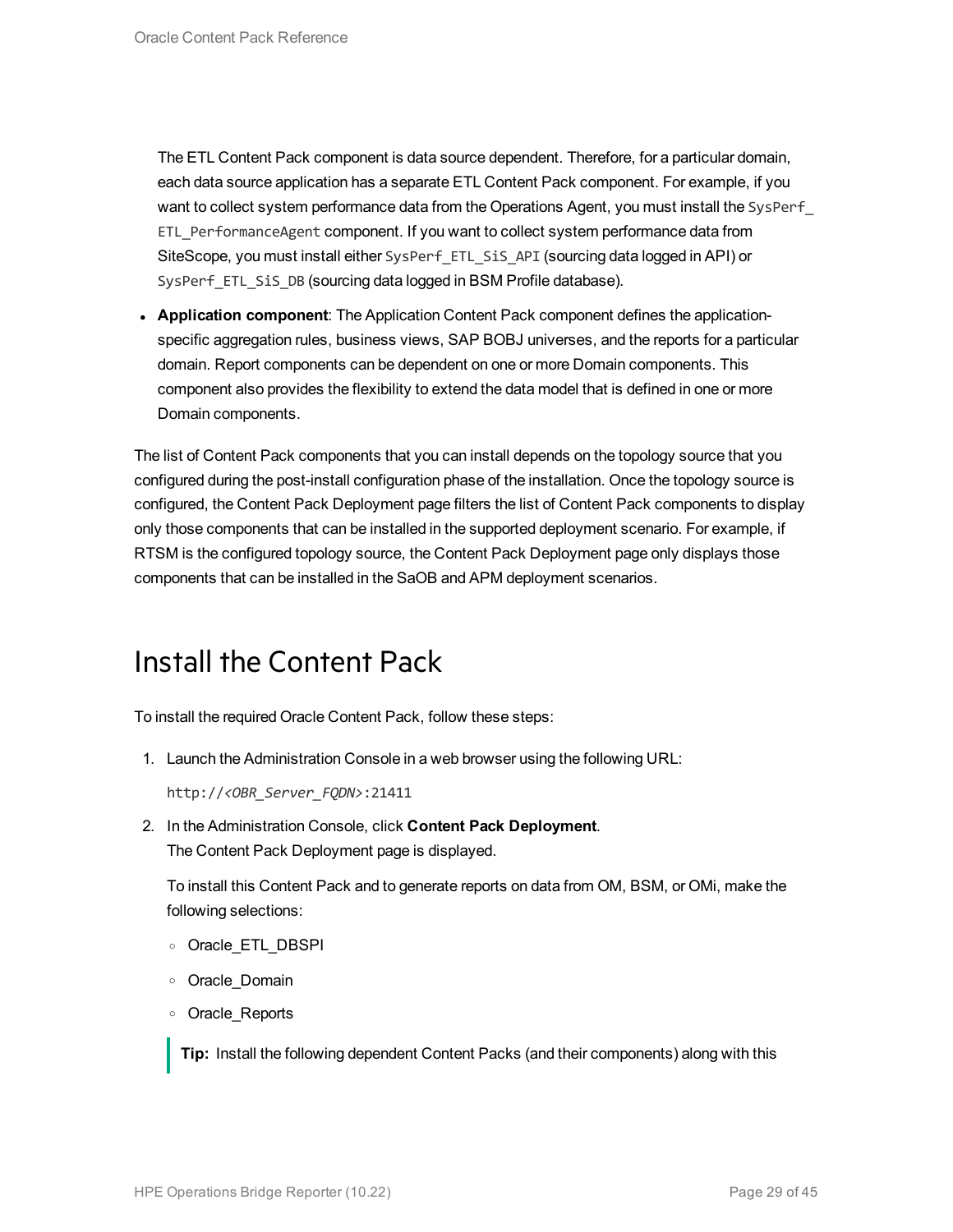The ETL Content Pack component is data source dependent. Therefore, for a particular domain, each data source application has a separate ETL Content Pack component. For example, if you want to collect system performance data from the Operations Agent, you must install the `SysPerf_ETL_PerformanceAgent` component. If you want to collect system performance data from SiteScope, you must install either `SysPerf_ETL_SiS_API` (sourcing data logged in API) or `SysPerf_ETL_SiS_DB` (sourcing data logged in BSM Profile database).

- **Application component**: The Application Content Pack component defines the application-specific aggregation rules, business views, SAP BOBJ universes, and the reports for a particular domain. Report components can be dependent on one or more Domain components. This component also provides the flexibility to extend the data model that is defined in one or more Domain components.

The list of Content Pack components that you can install depends on the topology source that you configured during the post-install configuration phase of the installation. Once the topology source is configured, the Content Pack Deployment page filters the list of Content Pack components to display only those components that can be installed in the supported deployment scenario. For example, if RTSM is the configured topology source, the Content Pack Deployment page only displays those components that can be installed in the SaOB and APM deployment scenarios.

# Install the Content Pack

To install the required Oracle Content Pack, follow these steps:

1. Launch the Administration Console in a web browser using the following URL:

   `http://<OBR_Server_FQDN>:21411`

2. In the Administration Console, click **Content Pack Deployment**.
   The Content Pack Deployment page is displayed.

   To install this Content Pack and to generate reports on data from OM, BSM, or OMi, make the following selections:

   - Oracle_ETL_DBSPI
   - Oracle_Domain
   - Oracle_Reports

   > **Tip:** Install the following dependent Content Packs (and their components) along with this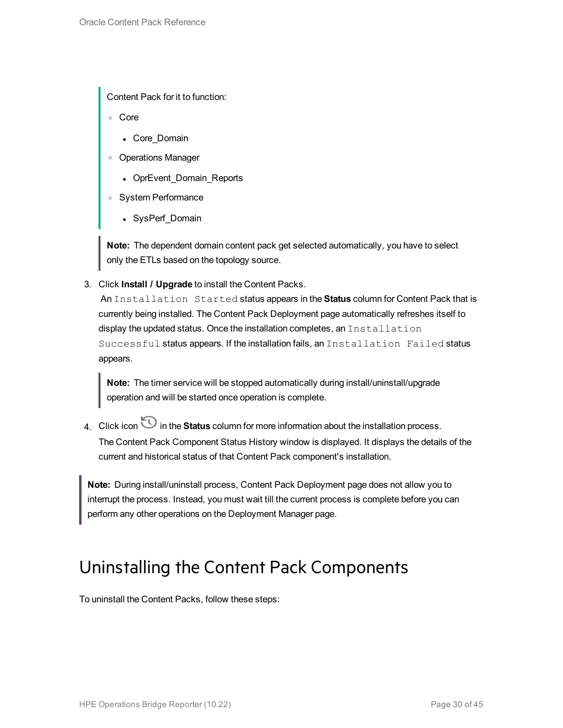Content Pack for it to function:

- Core
  - Core_Domain
- Operations Manager
  - OprEvent_Domain_Reports
- System Performance
  - SysPerf_Domain

> **Note:** The dependent domain content pack get selected automatically, you have to select only the ETLs based on the topology source.

3. Click **Install / Upgrade** to install the Content Packs.
   An `Installation Started` status appears in the **Status** column for Content Pack that is currently being installed. The Content Pack Deployment page automatically refreshes itself to display the updated status. Once the installation completes, an `Installation Successful` status appears. If the installation fails, an `Installation Failed` status appears.

   > **Note:** The timer service will be stopped automatically during install/uninstall/upgrade operation and will be started once operation is complete.

4. Click icon in the **Status** column for more information about the installation process.
   The Content Pack Component Status History window is displayed. It displays the details of the current and historical status of that Content Pack component's installation.

> **Note:** During install/uninstall process, Content Pack Deployment page does not allow you to interrupt the process. Instead, you must wait till the current process is complete before you can perform any other operations on the Deployment Manager page.

# Uninstalling the Content Pack Components

To uninstall the Content Packs, follow these steps: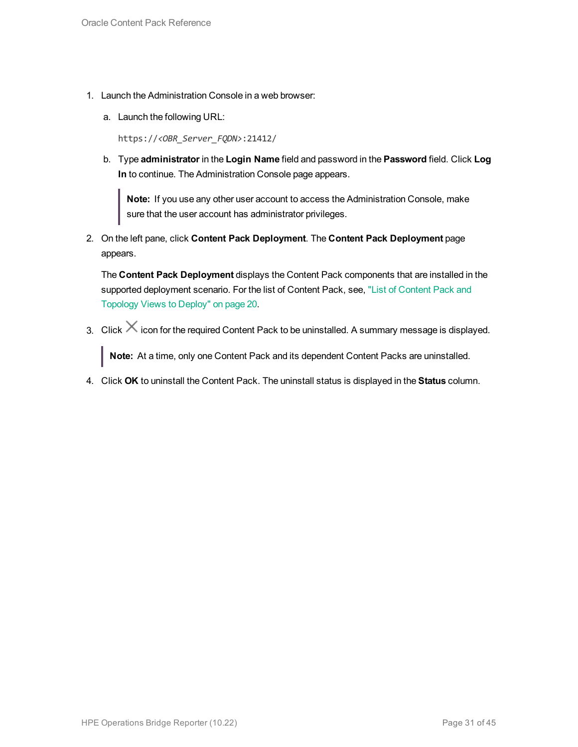1. Launch the Administration Console in a web browser:

   a. Launch the following URL:

      `https://<OBR_Server_FQDN>:21412/`

   b. Type **administrator** in the **Login Name** field and password in the **Password** field. Click **Log In** to continue. The Administration Console page appears.

      > **Note:** If you use any other user account to access the Administration Console, make sure that the user account has administrator privileges.

2. On the left pane, click **Content Pack Deployment**. The **Content Pack Deployment** page appears.

   The **Content Pack Deployment** displays the Content Pack components that are installed in the supported deployment scenario. For the list of Content Pack, see, "List of Content Pack and Topology Views to Deploy" on page 20.

3. Click ✕ icon for the required Content Pack to be uninstalled. A summary message is displayed.

   > **Note:** At a time, only one Content Pack and its dependent Content Packs are uninstalled.

4. Click **OK** to uninstall the Content Pack. The uninstall status is displayed in the **Status** column.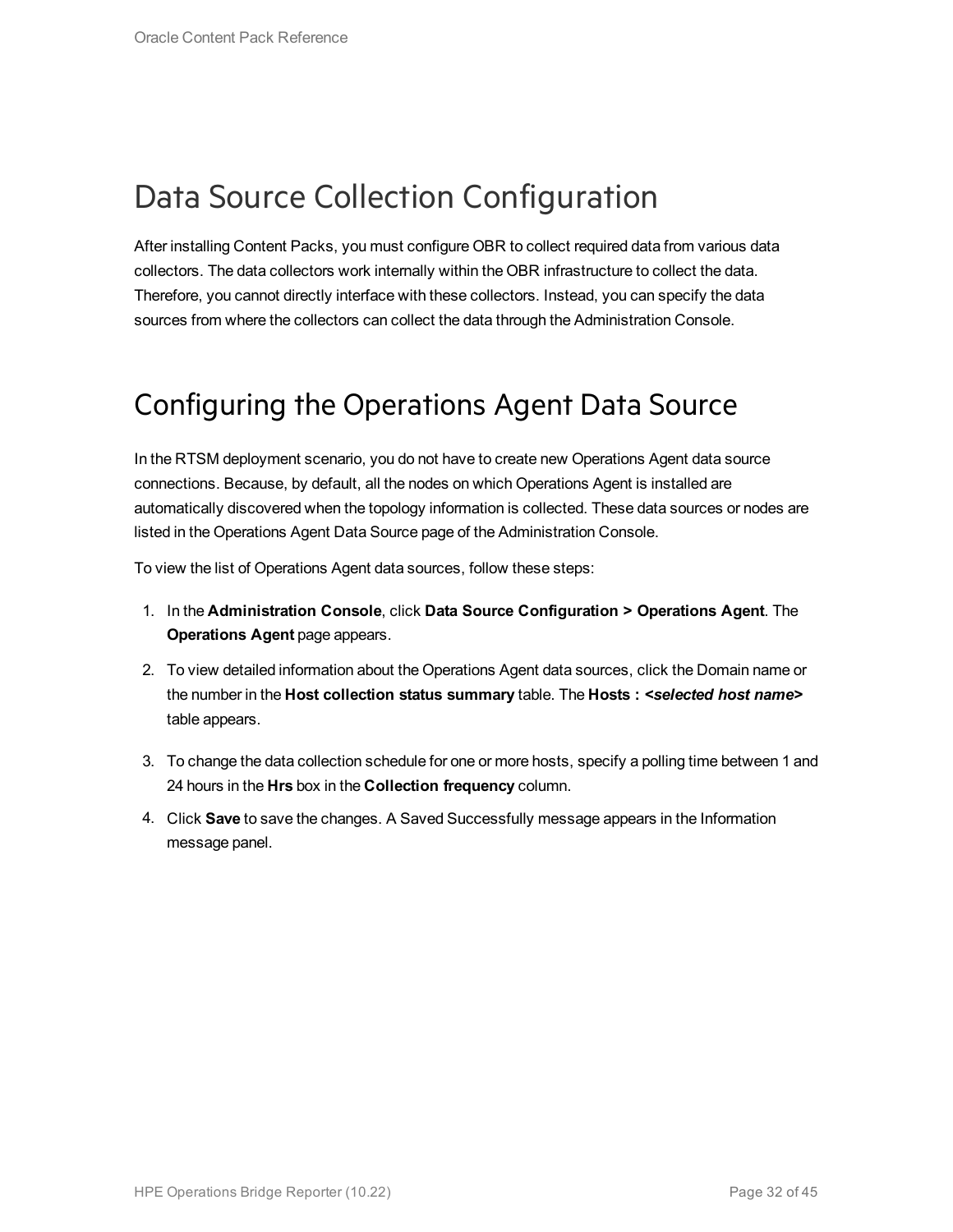# Data Source Collection Configuration

After installing Content Packs, you must configure OBR to collect required data from various data collectors. The data collectors work internally within the OBR infrastructure to collect the data. Therefore, you cannot directly interface with these collectors. Instead, you can specify the data sources from where the collectors can collect the data through the Administration Console.

# Configuring the Operations Agent Data Source

In the RTSM deployment scenario, you do not have to create new Operations Agent data source connections. Because, by default, all the nodes on which Operations Agent is installed are automatically discovered when the topology information is collected. These data sources or nodes are listed in the Operations Agent Data Source page of the Administration Console.

To view the list of Operations Agent data sources, follow these steps:

1. In the **Administration Console**, click **Data Source Configuration > Operations Agent**. The **Operations Agent** page appears.
2. To view detailed information about the Operations Agent data sources, click the Domain name or the number in the **Host collection status summary** table. The **Hosts : *<selected host name>*** table appears.
3. To change the data collection schedule for one or more hosts, specify a polling time between 1 and 24 hours in the **Hrs** box in the **Collection frequency** column.
4. Click **Save** to save the changes. A Saved Successfully message appears in the Information message panel.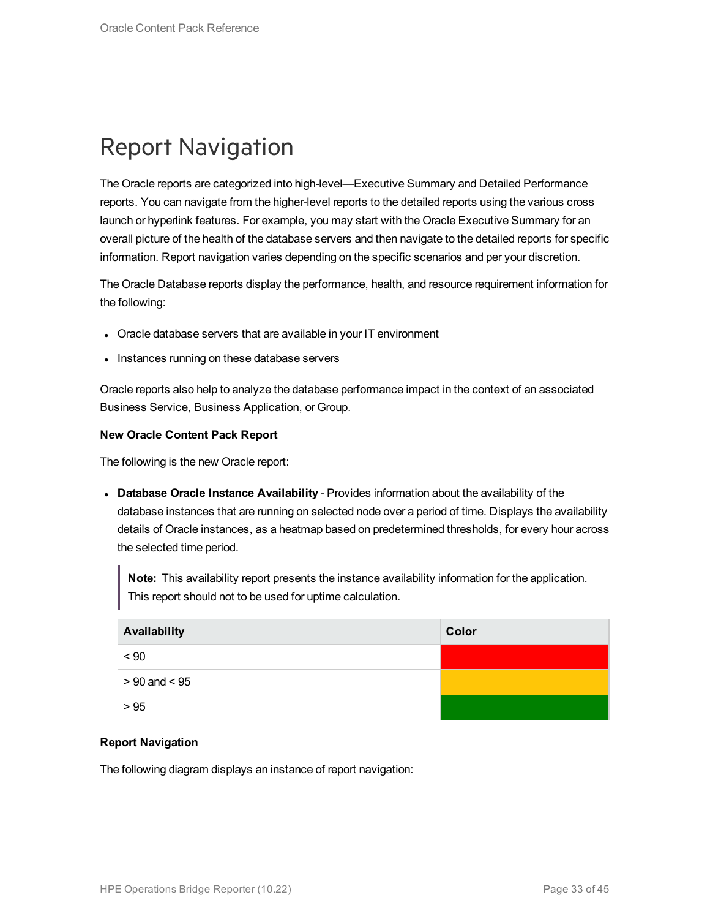# Report Navigation

The Oracle reports are categorized into high-level—Executive Summary and Detailed Performance reports. You can navigate from the higher-level reports to the detailed reports using the various cross launch or hyperlink features. For example, you may start with the Oracle Executive Summary for an overall picture of the health of the database servers and then navigate to the detailed reports for specific information. Report navigation varies depending on the specific scenarios and per your discretion.

The Oracle Database reports display the performance, health, and resource requirement information for the following:

- Oracle database servers that are available in your IT environment
- Instances running on these database servers

Oracle reports also help to analyze the database performance impact in the context of an associated Business Service, Business Application, or Group.

**New Oracle Content Pack Report**

The following is the new Oracle report:

- **Database Oracle Instance Availability** - Provides information about the availability of the database instances that are running on selected node over a period of time. Displays the availability details of Oracle instances, as a heatmap based on predetermined thresholds, for every hour across the selected time period.

  > **Note:** This availability report presents the instance availability information for the application. This report should not to be used for uptime calculation.

  | Availability | Color |
  | --- | --- |
  | < 90 | |
  | > 90 and < 95 | |
  | > 95 | |

**Report Navigation**

The following diagram displays an instance of report navigation: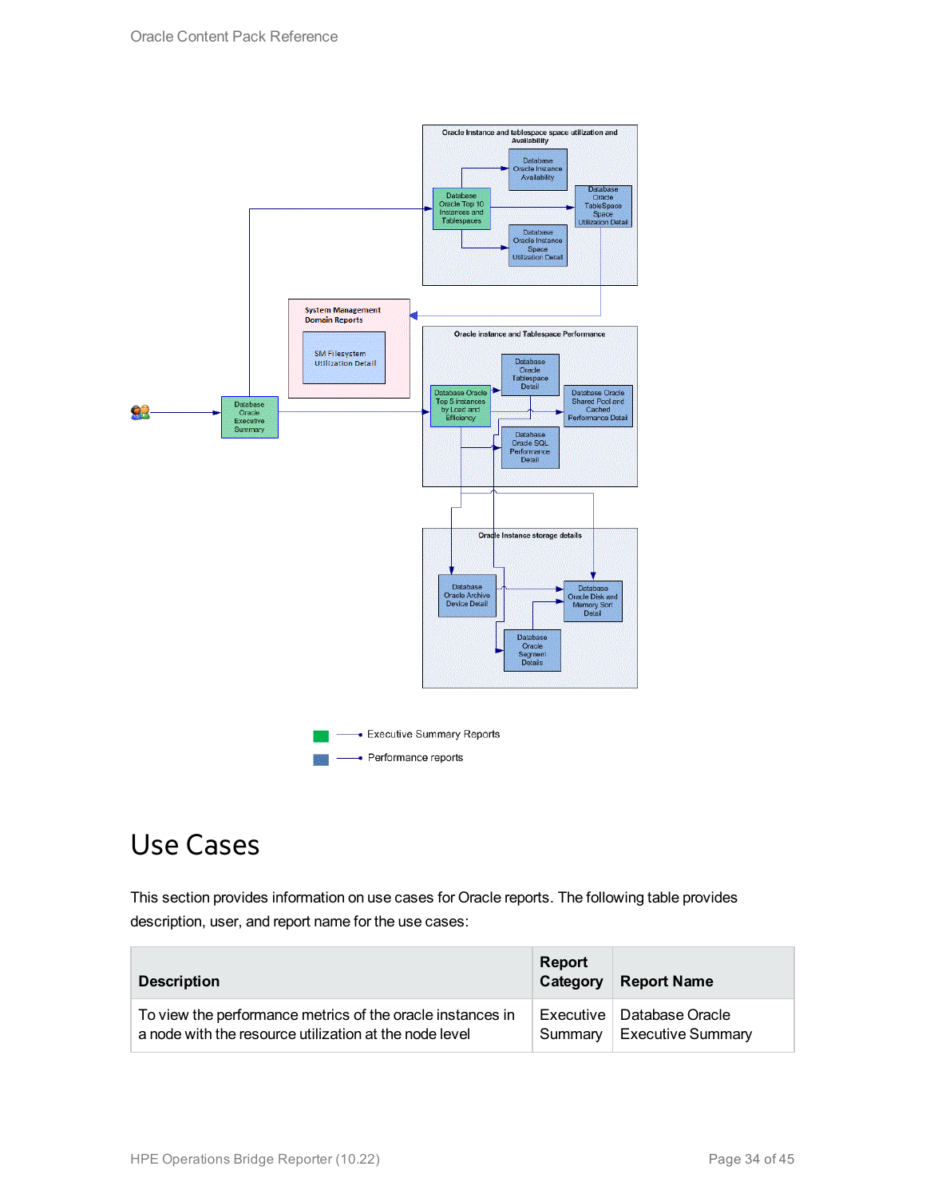# Use Cases

This section provides information on use cases for Oracle reports. The following table provides description, user, and report name for the use cases:

| Description | Report Category | Report Name |
| --- | --- | --- |
| To view the performance metrics of the oracle instances in a node with the resource utilization at the node level | Executive Summary | Database Oracle Executive Summary |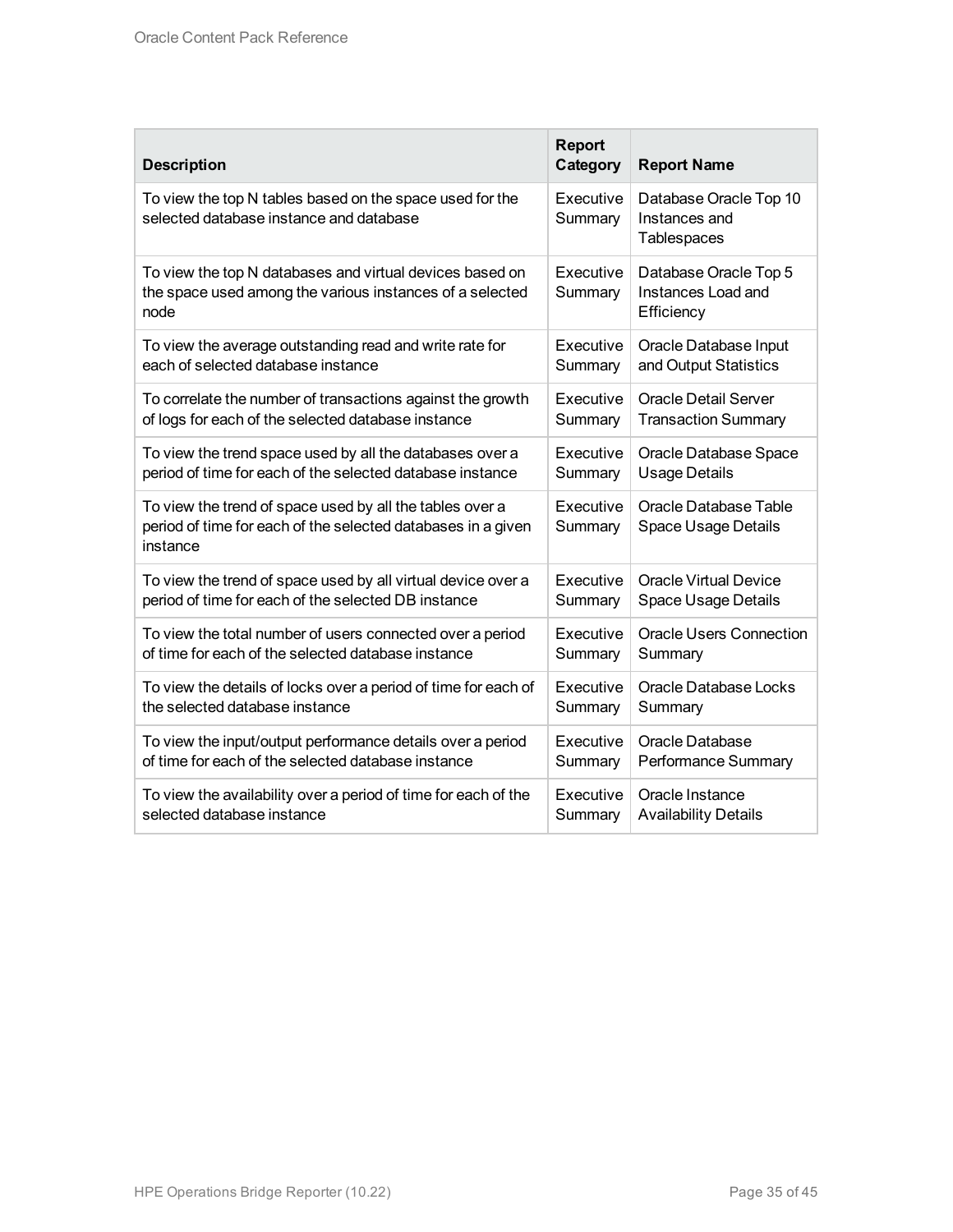| Description | Report Category | Report Name |
| --- | --- | --- |
| To view the top N tables based on the space used for the selected database instance and database | Executive Summary | Database Oracle Top 10 Instances and Tablespaces |
| To view the top N databases and virtual devices based on the space used among the various instances of a selected node | Executive Summary | Database Oracle Top 5 Instances Load and Efficiency |
| To view the average outstanding read and write rate for each of selected database instance | Executive Summary | Oracle Database Input and Output Statistics |
| To correlate the number of transactions against the growth of logs for each of the selected database instance | Executive Summary | Oracle Detail Server Transaction Summary |
| To view the trend space used by all the databases over a period of time for each of the selected database instance | Executive Summary | Oracle Database Space Usage Details |
| To view the trend of space used by all the tables over a period of time for each of the selected databases in a given instance | Executive Summary | Oracle Database Table Space Usage Details |
| To view the trend of space used by all virtual device over a period of time for each of the selected DB instance | Executive Summary | Oracle Virtual Device Space Usage Details |
| To view the total number of users connected over a period of time for each of the selected database instance | Executive Summary | Oracle Users Connection Summary |
| To view the details of locks over a period of time for each of the selected database instance | Executive Summary | Oracle Database Locks Summary |
| To view the input/output performance details over a period of time for each of the selected database instance | Executive Summary | Oracle Database Performance Summary |
| To view the availability over a period of time for each of the selected database instance | Executive Summary | Oracle Instance Availability Details |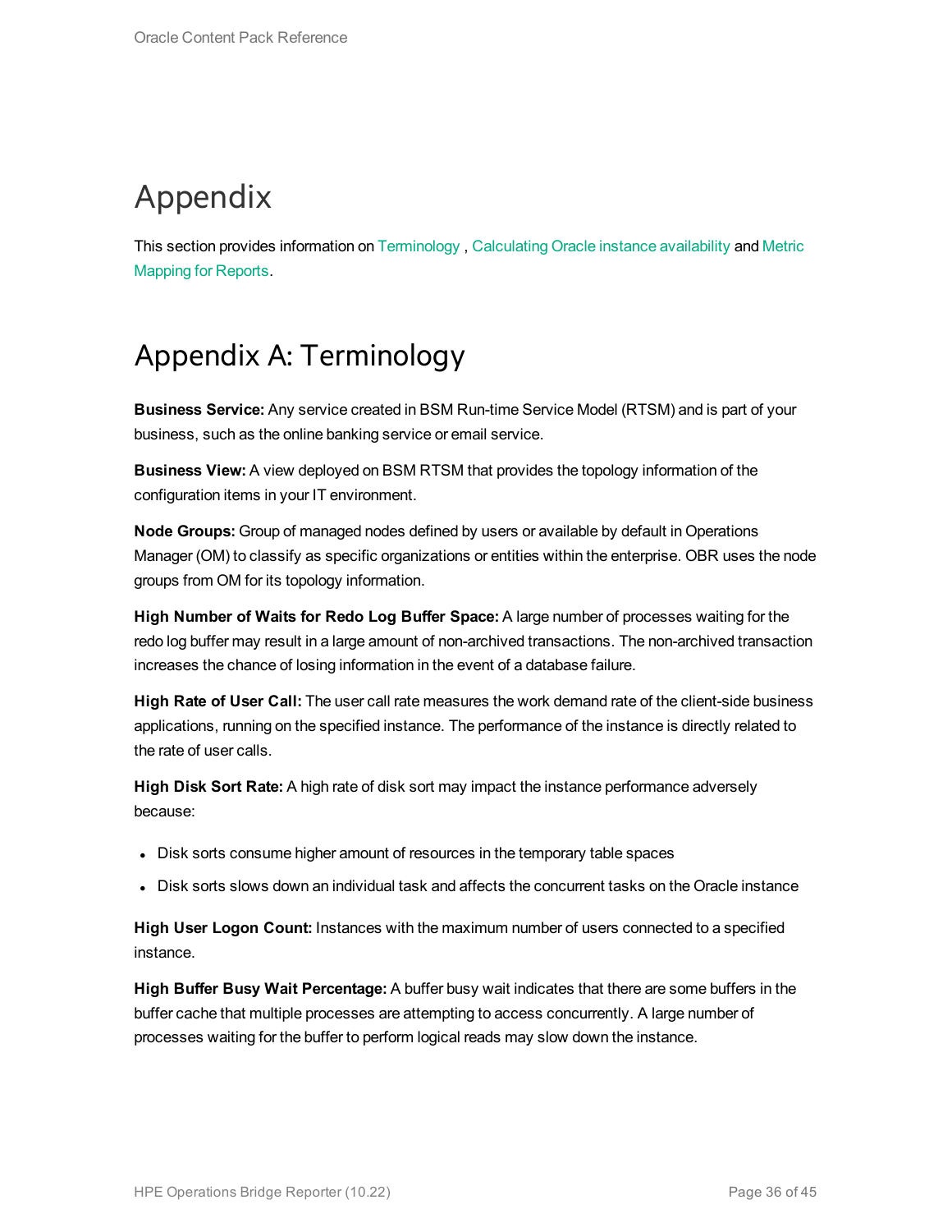# Appendix

This section provides information on Terminology , Calculating Oracle instance availability and Metric Mapping for Reports.

## Appendix A: Terminology

**Business Service:** Any service created in BSM Run-time Service Model (RTSM) and is part of your business, such as the online banking service or email service.

**Business View:** A view deployed on BSM RTSM that provides the topology information of the configuration items in your IT environment.

**Node Groups:** Group of managed nodes defined by users or available by default in Operations Manager (OM) to classify as specific organizations or entities within the enterprise. OBR uses the node groups from OM for its topology information.

**High Number of Waits for Redo Log Buffer Space:** A large number of processes waiting for the redo log buffer may result in a large amount of non-archived transactions. The non-archived transaction increases the chance of losing information in the event of a database failure.

**High Rate of User Call:** The user call rate measures the work demand rate of the client-side business applications, running on the specified instance. The performance of the instance is directly related to the rate of user calls.

**High Disk Sort Rate:** A high rate of disk sort may impact the instance performance adversely because:

- Disk sorts consume higher amount of resources in the temporary table spaces
- Disk sorts slows down an individual task and affects the concurrent tasks on the Oracle instance

**High User Logon Count:** Instances with the maximum number of users connected to a specified instance.

**High Buffer Busy Wait Percentage:** A buffer busy wait indicates that there are some buffers in the buffer cache that multiple processes are attempting to access concurrently. A large number of processes waiting for the buffer to perform logical reads may slow down the instance.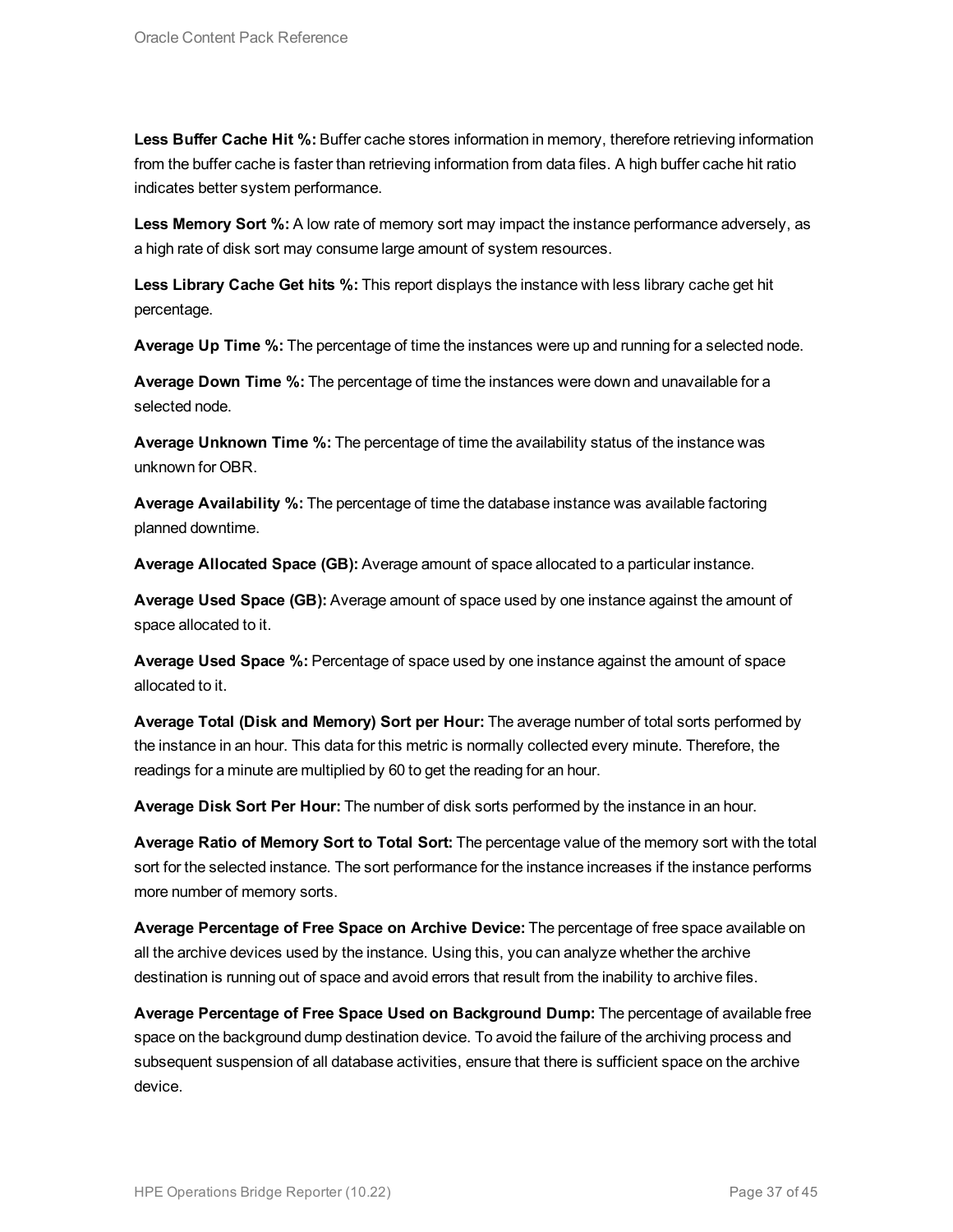**Less Buffer Cache Hit %:** Buffer cache stores information in memory, therefore retrieving information from the buffer cache is faster than retrieving information from data files. A high buffer cache hit ratio indicates better system performance.

**Less Memory Sort %:** A low rate of memory sort may impact the instance performance adversely, as a high rate of disk sort may consume large amount of system resources.

**Less Library Cache Get hits %:** This report displays the instance with less library cache get hit percentage.

**Average Up Time %:** The percentage of time the instances were up and running for a selected node.

**Average Down Time %:** The percentage of time the instances were down and unavailable for a selected node.

**Average Unknown Time %:** The percentage of time the availability status of the instance was unknown for OBR.

**Average Availability %:** The percentage of time the database instance was available factoring planned downtime.

**Average Allocated Space (GB):** Average amount of space allocated to a particular instance.

**Average Used Space (GB):** Average amount of space used by one instance against the amount of space allocated to it.

**Average Used Space %:** Percentage of space used by one instance against the amount of space allocated to it.

**Average Total (Disk and Memory) Sort per Hour:** The average number of total sorts performed by the instance in an hour. This data for this metric is normally collected every minute. Therefore, the readings for a minute are multiplied by 60 to get the reading for an hour.

**Average Disk Sort Per Hour:** The number of disk sorts performed by the instance in an hour.

**Average Ratio of Memory Sort to Total Sort:** The percentage value of the memory sort with the total sort for the selected instance. The sort performance for the instance increases if the instance performs more number of memory sorts.

**Average Percentage of Free Space on Archive Device:** The percentage of free space available on all the archive devices used by the instance. Using this, you can analyze whether the archive destination is running out of space and avoid errors that result from the inability to archive files.

**Average Percentage of Free Space Used on Background Dump:** The percentage of available free space on the background dump destination device. To avoid the failure of the archiving process and subsequent suspension of all database activities, ensure that there is sufficient space on the archive device.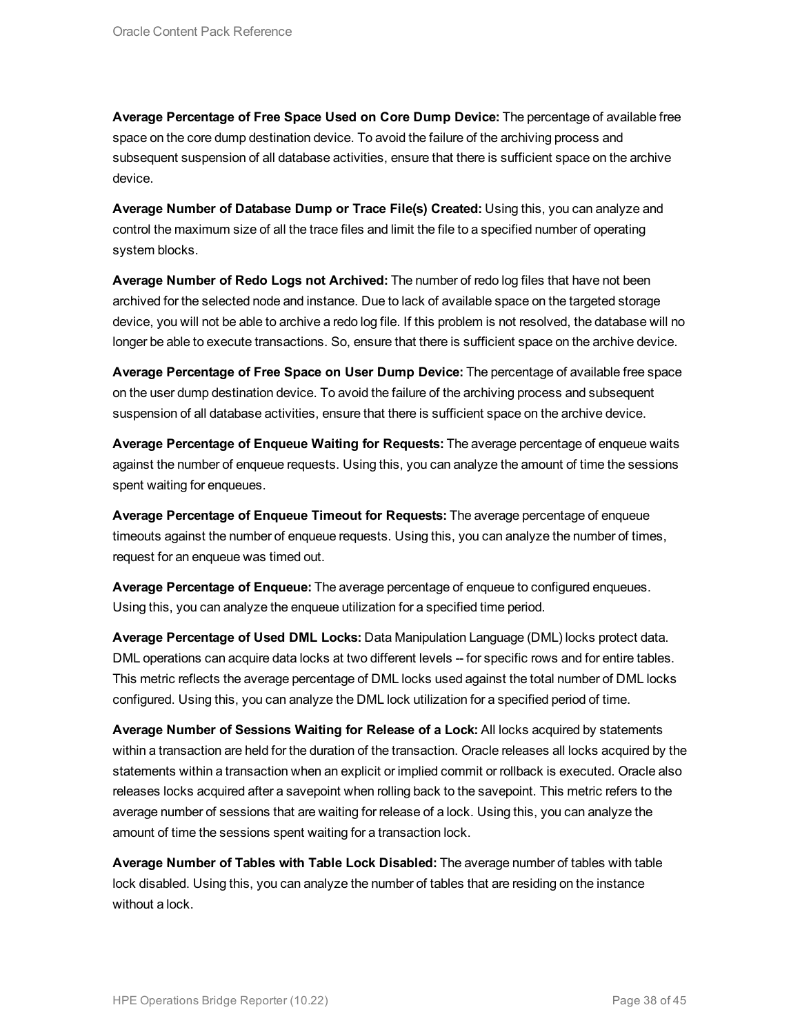**Average Percentage of Free Space Used on Core Dump Device:** The percentage of available free space on the core dump destination device. To avoid the failure of the archiving process and subsequent suspension of all database activities, ensure that there is sufficient space on the archive device.

**Average Number of Database Dump or Trace File(s) Created:** Using this, you can analyze and control the maximum size of all the trace files and limit the file to a specified number of operating system blocks.

**Average Number of Redo Logs not Archived:** The number of redo log files that have not been archived for the selected node and instance. Due to lack of available space on the targeted storage device, you will not be able to archive a redo log file. If this problem is not resolved, the database will no longer be able to execute transactions. So, ensure that there is sufficient space on the archive device.

**Average Percentage of Free Space on User Dump Device:** The percentage of available free space on the user dump destination device. To avoid the failure of the archiving process and subsequent suspension of all database activities, ensure that there is sufficient space on the archive device.

**Average Percentage of Enqueue Waiting for Requests:** The average percentage of enqueue waits against the number of enqueue requests. Using this, you can analyze the amount of time the sessions spent waiting for enqueues.

**Average Percentage of Enqueue Timeout for Requests:** The average percentage of enqueue timeouts against the number of enqueue requests. Using this, you can analyze the number of times, request for an enqueue was timed out.

**Average Percentage of Enqueue:** The average percentage of enqueue to configured enqueues. Using this, you can analyze the enqueue utilization for a specified time period.

**Average Percentage of Used DML Locks:** Data Manipulation Language (DML) locks protect data. DML operations can acquire data locks at two different levels -- for specific rows and for entire tables. This metric reflects the average percentage of DML locks used against the total number of DML locks configured. Using this, you can analyze the DML lock utilization for a specified period of time.

**Average Number of Sessions Waiting for Release of a Lock:** All locks acquired by statements within a transaction are held for the duration of the transaction. Oracle releases all locks acquired by the statements within a transaction when an explicit or implied commit or rollback is executed. Oracle also releases locks acquired after a savepoint when rolling back to the savepoint. This metric refers to the average number of sessions that are waiting for release of a lock. Using this, you can analyze the amount of time the sessions spent waiting for a transaction lock.

**Average Number of Tables with Table Lock Disabled:** The average number of tables with table lock disabled. Using this, you can analyze the number of tables that are residing on the instance without a lock.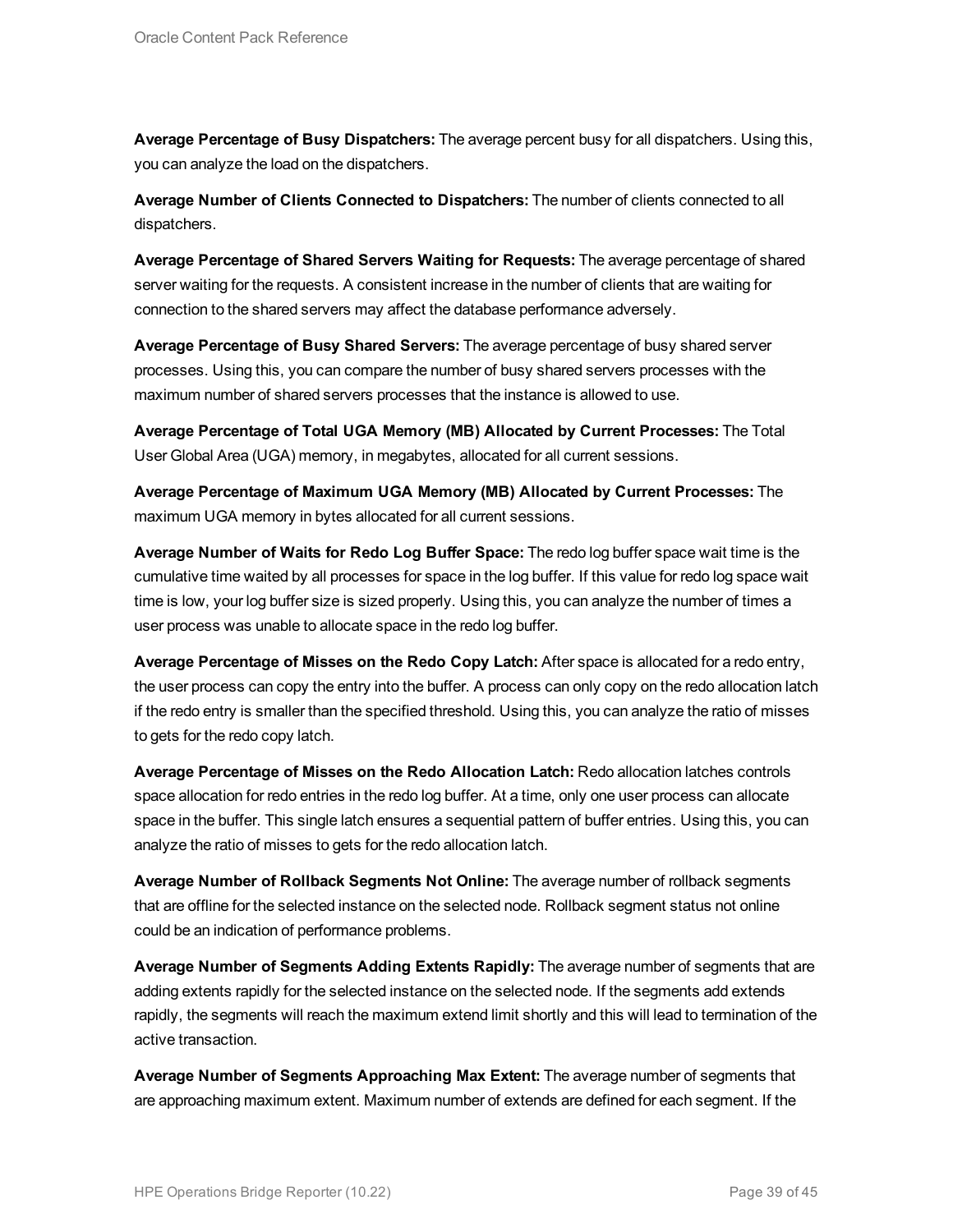**Average Percentage of Busy Dispatchers:** The average percent busy for all dispatchers. Using this, you can analyze the load on the dispatchers.

**Average Number of Clients Connected to Dispatchers:** The number of clients connected to all dispatchers.

**Average Percentage of Shared Servers Waiting for Requests:** The average percentage of shared server waiting for the requests. A consistent increase in the number of clients that are waiting for connection to the shared servers may affect the database performance adversely.

**Average Percentage of Busy Shared Servers:** The average percentage of busy shared server processes. Using this, you can compare the number of busy shared servers processes with the maximum number of shared servers processes that the instance is allowed to use.

**Average Percentage of Total UGA Memory (MB) Allocated by Current Processes:** The Total User Global Area (UGA) memory, in megabytes, allocated for all current sessions.

**Average Percentage of Maximum UGA Memory (MB) Allocated by Current Processes:** The maximum UGA memory in bytes allocated for all current sessions.

**Average Number of Waits for Redo Log Buffer Space:** The redo log buffer space wait time is the cumulative time waited by all processes for space in the log buffer. If this value for redo log space wait time is low, your log buffer size is sized properly. Using this, you can analyze the number of times a user process was unable to allocate space in the redo log buffer.

**Average Percentage of Misses on the Redo Copy Latch:** After space is allocated for a redo entry, the user process can copy the entry into the buffer. A process can only copy on the redo allocation latch if the redo entry is smaller than the specified threshold. Using this, you can analyze the ratio of misses to gets for the redo copy latch.

**Average Percentage of Misses on the Redo Allocation Latch:** Redo allocation latches controls space allocation for redo entries in the redo log buffer. At a time, only one user process can allocate space in the buffer. This single latch ensures a sequential pattern of buffer entries. Using this, you can analyze the ratio of misses to gets for the redo allocation latch.

**Average Number of Rollback Segments Not Online:** The average number of rollback segments that are offline for the selected instance on the selected node. Rollback segment status not online could be an indication of performance problems.

**Average Number of Segments Adding Extents Rapidly:** The average number of segments that are adding extents rapidly for the selected instance on the selected node. If the segments add extends rapidly, the segments will reach the maximum extend limit shortly and this will lead to termination of the active transaction.

**Average Number of Segments Approaching Max Extent:** The average number of segments that are approaching maximum extent. Maximum number of extends are defined for each segment. If the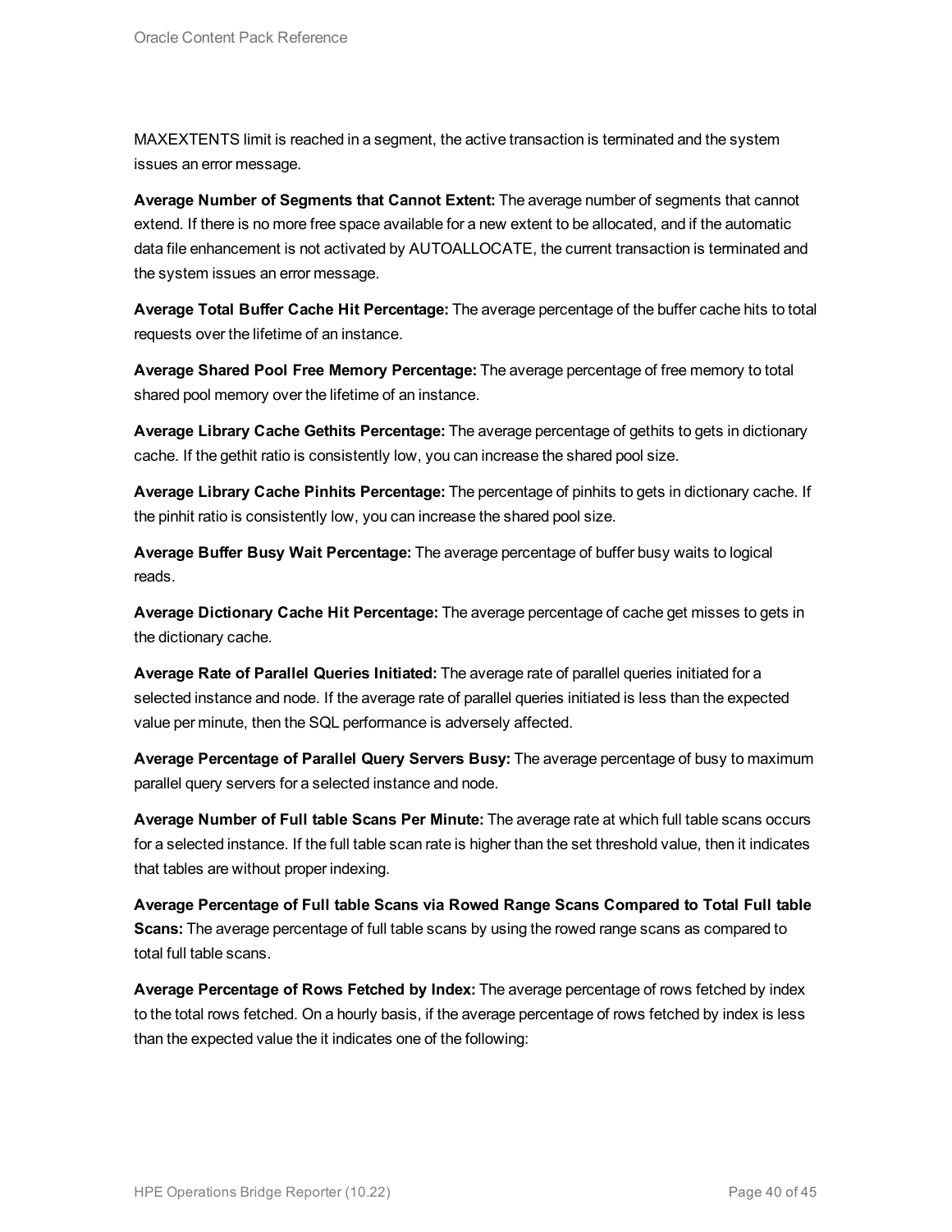MAXEXTENTS limit is reached in a segment, the active transaction is terminated and the system issues an error message.

**Average Number of Segments that Cannot Extent:** The average number of segments that cannot extend. If there is no more free space available for a new extent to be allocated, and if the automatic data file enhancement is not activated by AUTOALLOCATE, the current transaction is terminated and the system issues an error message.

**Average Total Buffer Cache Hit Percentage:** The average percentage of the buffer cache hits to total requests over the lifetime of an instance.

**Average Shared Pool Free Memory Percentage:** The average percentage of free memory to total shared pool memory over the lifetime of an instance.

**Average Library Cache Gethits Percentage:** The average percentage of gethits to gets in dictionary cache. If the gethit ratio is consistently low, you can increase the shared pool size.

**Average Library Cache Pinhits Percentage:** The percentage of pinhits to gets in dictionary cache. If the pinhit ratio is consistently low, you can increase the shared pool size.

**Average Buffer Busy Wait Percentage:** The average percentage of buffer busy waits to logical reads.

**Average Dictionary Cache Hit Percentage:** The average percentage of cache get misses to gets in the dictionary cache.

**Average Rate of Parallel Queries Initiated:** The average rate of parallel queries initiated for a selected instance and node. If the average rate of parallel queries initiated is less than the expected value per minute, then the SQL performance is adversely affected.

**Average Percentage of Parallel Query Servers Busy:** The average percentage of busy to maximum parallel query servers for a selected instance and node.

**Average Number of Full table Scans Per Minute:** The average rate at which full table scans occurs for a selected instance. If the full table scan rate is higher than the set threshold value, then it indicates that tables are without proper indexing.

**Average Percentage of Full table Scans via Rowed Range Scans Compared to Total Full table Scans:** The average percentage of full table scans by using the rowed range scans as compared to total full table scans.

**Average Percentage of Rows Fetched by Index:** The average percentage of rows fetched by index to the total rows fetched. On a hourly basis, if the average percentage of rows fetched by index is less than the expected value the it indicates one of the following: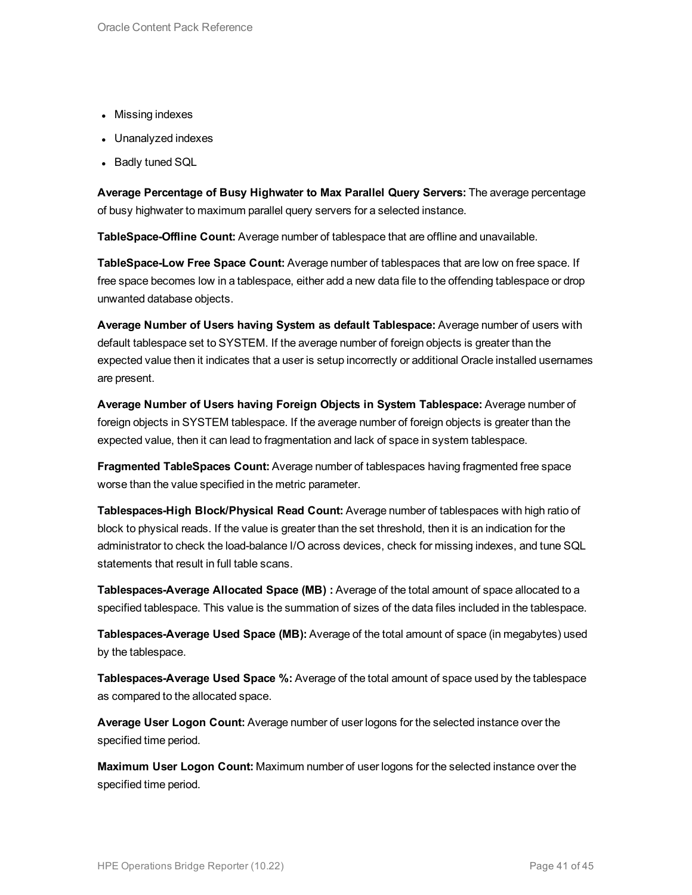- Missing indexes
- Unanalyzed indexes
- Badly tuned SQL

**Average Percentage of Busy Highwater to Max Parallel Query Servers:** The average percentage of busy highwater to maximum parallel query servers for a selected instance.

**TableSpace-Offline Count:** Average number of tablespace that are offline and unavailable.

**TableSpace-Low Free Space Count:** Average number of tablespaces that are low on free space. If free space becomes low in a tablespace, either add a new data file to the offending tablespace or drop unwanted database objects.

**Average Number of Users having System as default Tablespace:** Average number of users with default tablespace set to SYSTEM. If the average number of foreign objects is greater than the expected value then it indicates that a user is setup incorrectly or additional Oracle installed usernames are present.

**Average Number of Users having Foreign Objects in System Tablespace:** Average number of foreign objects in SYSTEM tablespace. If the average number of foreign objects is greater than the expected value, then it can lead to fragmentation and lack of space in system tablespace.

**Fragmented TableSpaces Count:** Average number of tablespaces having fragmented free space worse than the value specified in the metric parameter.

**Tablespaces-High Block/Physical Read Count:** Average number of tablespaces with high ratio of block to physical reads. If the value is greater than the set threshold, then it is an indication for the administrator to check the load-balance I/O across devices, check for missing indexes, and tune SQL statements that result in full table scans.

**Tablespaces-Average Allocated Space (MB) :** Average of the total amount of space allocated to a specified tablespace. This value is the summation of sizes of the data files included in the tablespace.

**Tablespaces-Average Used Space (MB):** Average of the total amount of space (in megabytes) used by the tablespace.

**Tablespaces-Average Used Space %:** Average of the total amount of space used by the tablespace as compared to the allocated space.

**Average User Logon Count:** Average number of user logons for the selected instance over the specified time period.

**Maximum User Logon Count:** Maximum number of user logons for the selected instance over the specified time period.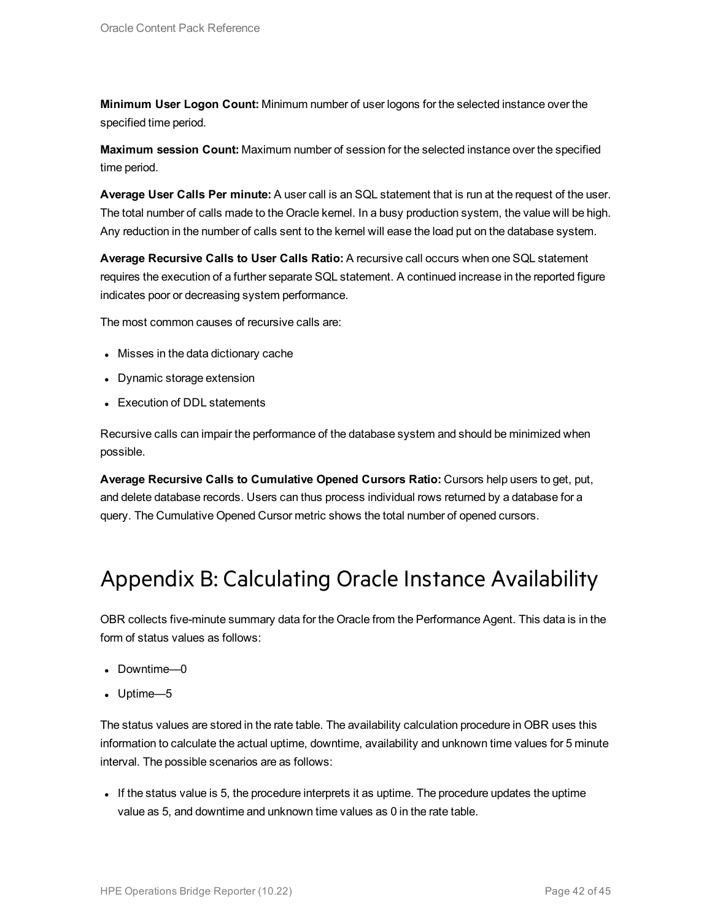**Minimum User Logon Count:** Minimum number of user logons for the selected instance over the specified time period.

**Maximum session Count:** Maximum number of session for the selected instance over the specified time period.

**Average User Calls Per minute:** A user call is an SQL statement that is run at the request of the user. The total number of calls made to the Oracle kernel. In a busy production system, the value will be high. Any reduction in the number of calls sent to the kernel will ease the load put on the database system.

**Average Recursive Calls to User Calls Ratio:** A recursive call occurs when one SQL statement requires the execution of a further separate SQL statement. A continued increase in the reported figure indicates poor or decreasing system performance.

The most common causes of recursive calls are:

- Misses in the data dictionary cache
- Dynamic storage extension
- Execution of DDL statements

Recursive calls can impair the performance of the database system and should be minimized when possible.

**Average Recursive Calls to Cumulative Opened Cursors Ratio:** Cursors help users to get, put, and delete database records. Users can thus process individual rows returned by a database for a query. The Cumulative Opened Cursor metric shows the total number of opened cursors.

# Appendix B: Calculating Oracle Instance Availability

OBR collects five-minute summary data for the Oracle from the Performance Agent. This data is in the form of status values as follows:

- Downtime—0
- Uptime—5

The status values are stored in the rate table. The availability calculation procedure in OBR uses this information to calculate the actual uptime, downtime, availability and unknown time values for 5 minute interval. The possible scenarios are as follows:

- If the status value is 5, the procedure interprets it as uptime. The procedure updates the uptime value as 5, and downtime and unknown time values as 0 in the rate table.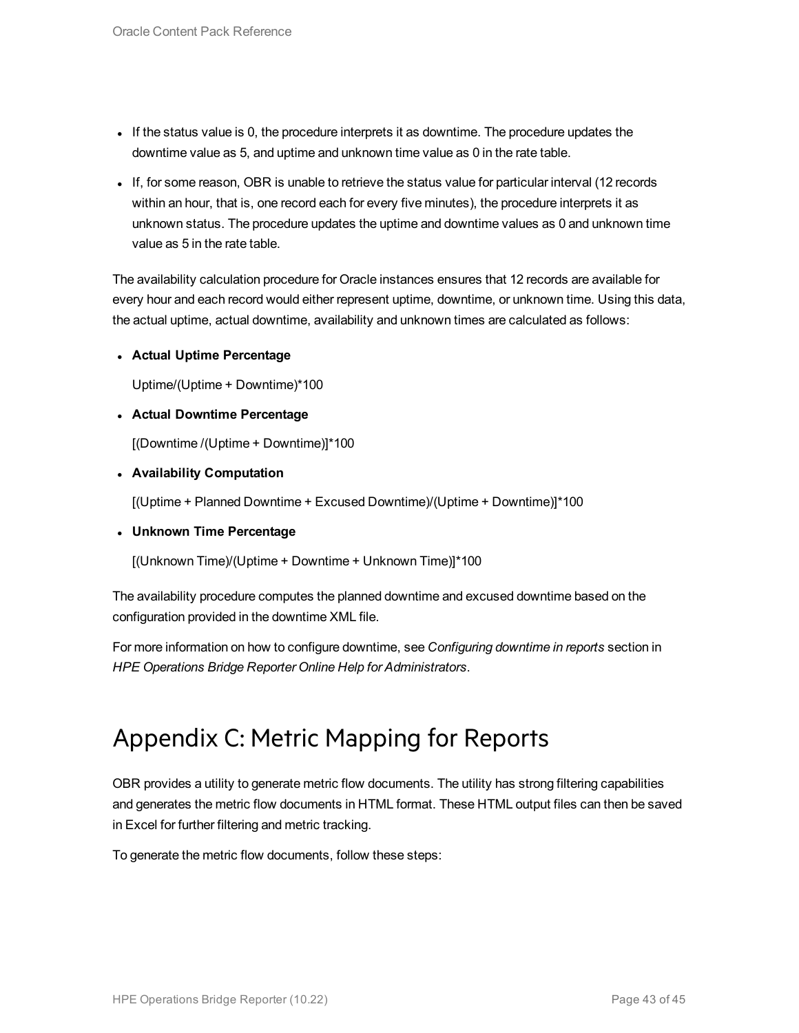- If the status value is 0, the procedure interprets it as downtime. The procedure updates the downtime value as 5, and uptime and unknown time value as 0 in the rate table.
- If, for some reason, OBR is unable to retrieve the status value for particular interval (12 records within an hour, that is, one record each for every five minutes), the procedure interprets it as unknown status. The procedure updates the uptime and downtime values as 0 and unknown time value as 5 in the rate table.

The availability calculation procedure for Oracle instances ensures that 12 records are available for every hour and each record would either represent uptime, downtime, or unknown time. Using this data, the actual uptime, actual downtime, availability and unknown times are calculated as follows:

- **Actual Uptime Percentage**

  Uptime/(Uptime + Downtime)*100

- **Actual Downtime Percentage**

  [(Downtime /(Uptime + Downtime)]*100

- **Availability Computation**

  [(Uptime + Planned Downtime + Excused Downtime)/(Uptime + Downtime)]*100

- **Unknown Time Percentage**

  [(Unknown Time)/(Uptime + Downtime + Unknown Time)]*100

The availability procedure computes the planned downtime and excused downtime based on the configuration provided in the downtime XML file.

For more information on how to configure downtime, see *Configuring downtime in reports* section in *HPE Operations Bridge Reporter Online Help for Administrators*.

# Appendix C: Metric Mapping for Reports

OBR provides a utility to generate metric flow documents. The utility has strong filtering capabilities and generates the metric flow documents in HTML format. These HTML output files can then be saved in Excel for further filtering and metric tracking.

To generate the metric flow documents, follow these steps: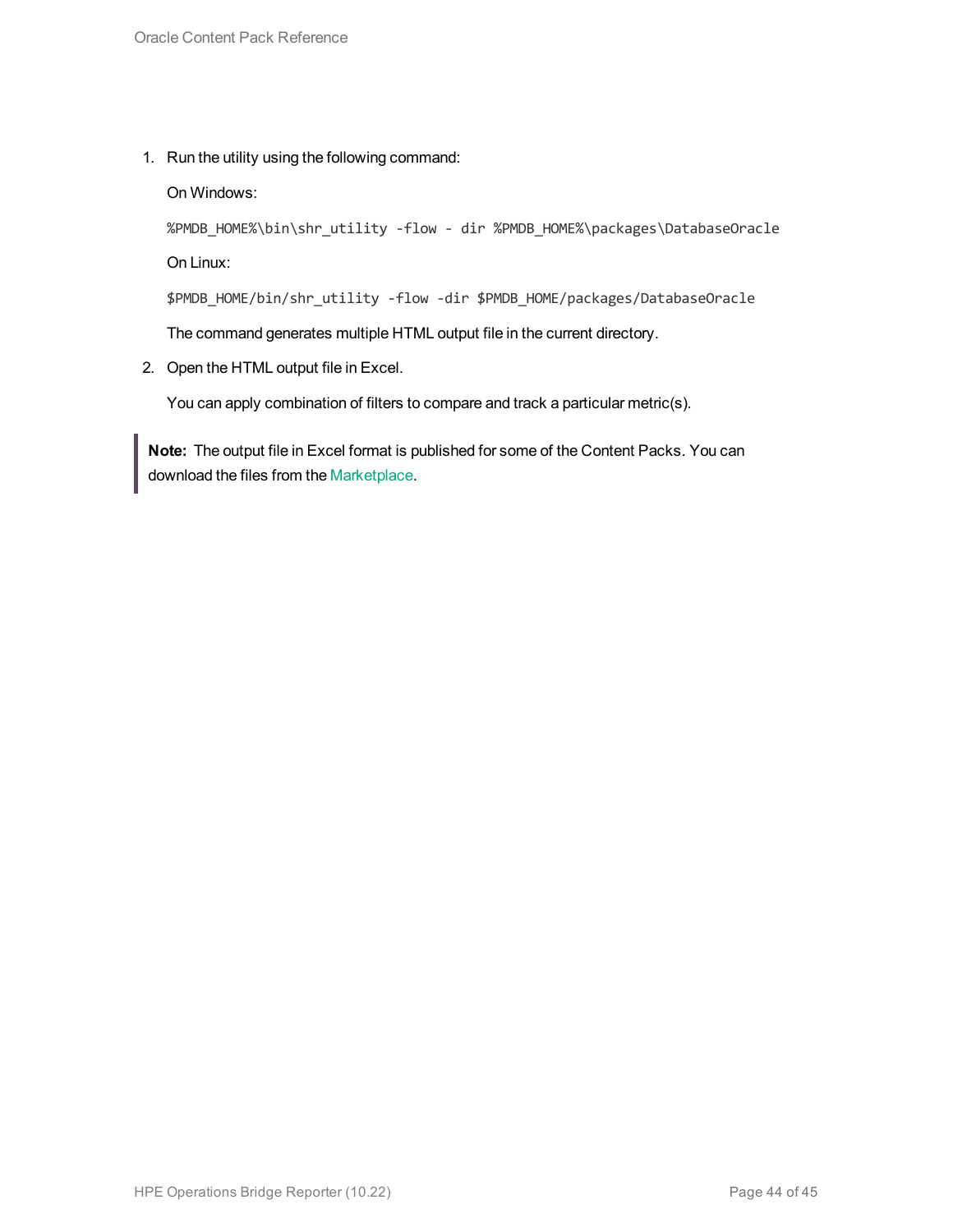1. Run the utility using the following command:

   On Windows:

   ```
   %PMDB_HOME%\bin\shr_utility -flow - dir %PMDB_HOME%\packages\DatabaseOracle
   ```

   On Linux:

   ```
   $PMDB_HOME/bin/shr_utility -flow -dir $PMDB_HOME/packages/DatabaseOracle
   ```

   The command generates multiple HTML output file in the current directory.

2. Open the HTML output file in Excel.

   You can apply combination of filters to compare and track a particular metric(s).

> **Note:** The output file in Excel format is published for some of the Content Packs. You can download the files from the Marketplace.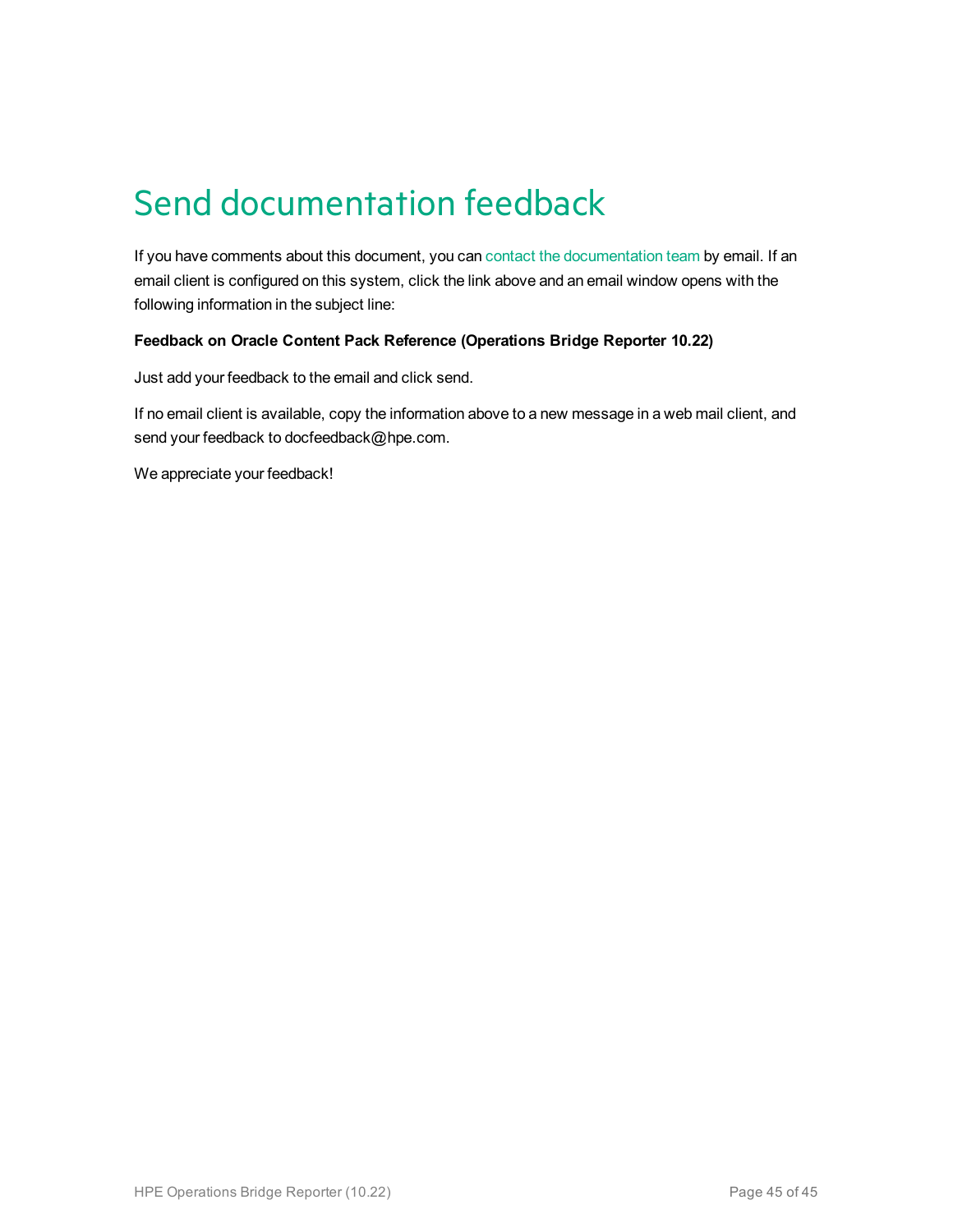# Send documentation feedback

If you have comments about this document, you can contact the documentation team by email. If an email client is configured on this system, click the link above and an email window opens with the following information in the subject line:

**Feedback on Oracle Content Pack Reference (Operations Bridge Reporter 10.22)**

Just add your feedback to the email and click send.

If no email client is available, copy the information above to a new message in a web mail client, and send your feedback to docfeedback@hpe.com.

We appreciate your feedback!